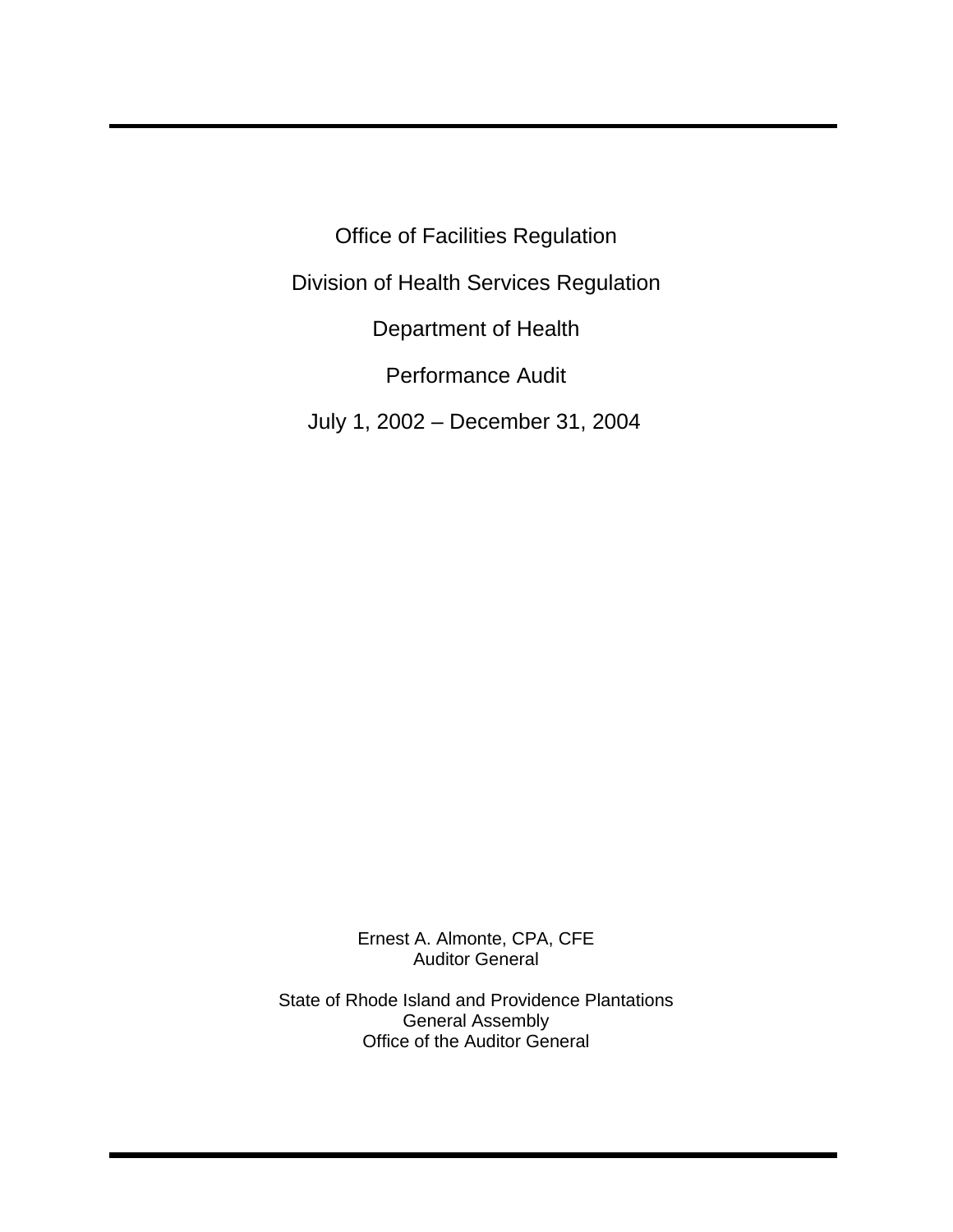# Office of Facilities Regulation

## Division of Health Services Regulation

## Department of Health

## Performance Audit

## July 1, 2002 – December 31, 2004

Ernest A. Almonte, CPA, CFE
Auditor General

State of Rhode Island and Providence Plantations
General Assembly
Office of the Auditor General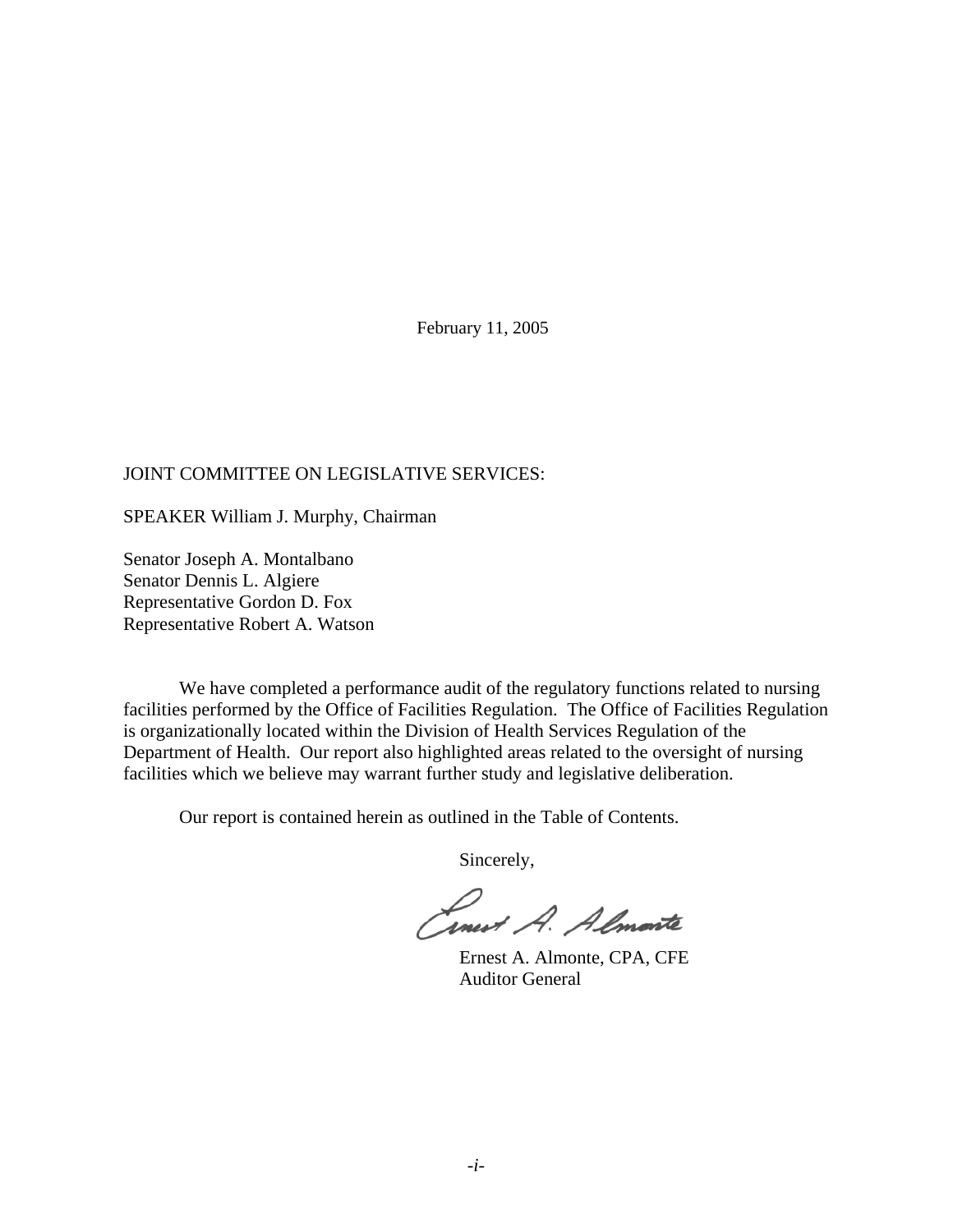February 11, 2005

JOINT COMMITTEE ON LEGISLATIVE SERVICES:

SPEAKER William J. Murphy, Chairman

Senator Joseph A. Montalbano
Senator Dennis L. Algiere
Representative Gordon D. Fox
Representative Robert A. Watson

We have completed a performance audit of the regulatory functions related to nursing facilities performed by the Office of Facilities Regulation. The Office of Facilities Regulation is organizationally located within the Division of Health Services Regulation of the Department of Health. Our report also highlighted areas related to the oversight of nursing facilities which we believe may warrant further study and legislative deliberation.

Our report is contained herein as outlined in the Table of Contents.

Sincerely,

Ernest A. Almonte, CPA, CFE
Auditor General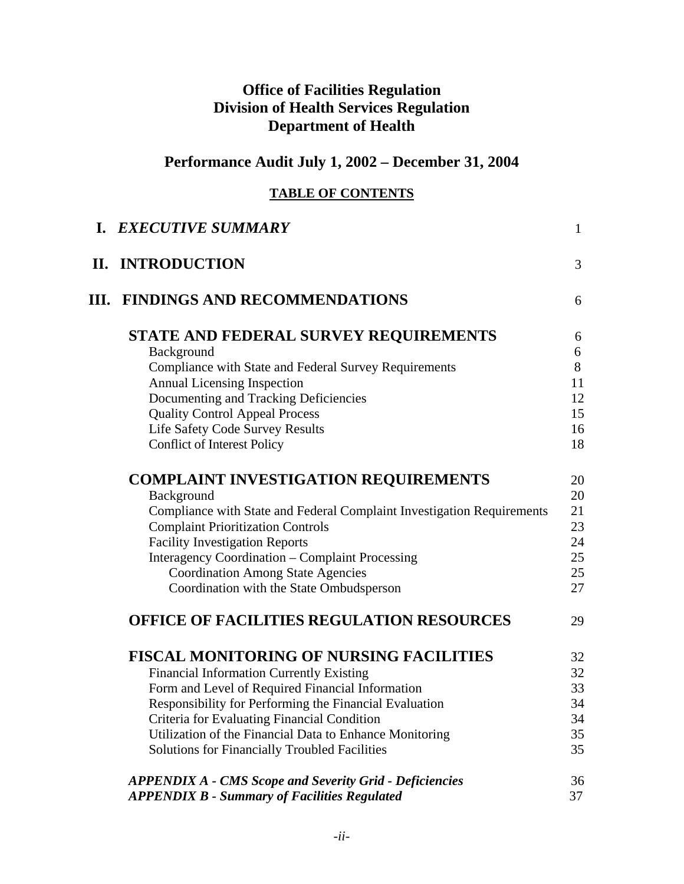# Office of Facilities Regulation
# Division of Health Services Regulation
# Department of Health

## Performance Audit July 1, 2002 – December 31, 2004

**TABLE OF CONTENTS**

| | |
|---|---|
| **I. *EXECUTIVE SUMMARY*** | 1 |
| **II. INTRODUCTION** | 3 |
| **III. FINDINGS AND RECOMMENDATIONS** | 6 |
| **STATE AND FEDERAL SURVEY REQUIREMENTS** | 6 |
| Background | 6 |
| Compliance with State and Federal Survey Requirements | 8 |
| Annual Licensing Inspection | 11 |
| Documenting and Tracking Deficiencies | 12 |
| Quality Control Appeal Process | 15 |
| Life Safety Code Survey Results | 16 |
| Conflict of Interest Policy | 18 |
| **COMPLAINT INVESTIGATION REQUIREMENTS** | 20 |
| Background | 20 |
| Compliance with State and Federal Complaint Investigation Requirements | 21 |
| Complaint Prioritization Controls | 23 |
| Facility Investigation Reports | 24 |
| Interagency Coordination – Complaint Processing | 25 |
| Coordination Among State Agencies | 25 |
| Coordination with the State Ombudsperson | 27 |
| **OFFICE OF FACILITIES REGULATION RESOURCES** | 29 |
| **FISCAL MONITORING OF NURSING FACILITIES** | 32 |
| Financial Information Currently Existing | 32 |
| Form and Level of Required Financial Information | 33 |
| Responsibility for Performing the Financial Evaluation | 34 |
| Criteria for Evaluating Financial Condition | 34 |
| Utilization of the Financial Data to Enhance Monitoring | 35 |
| Solutions for Financially Troubled Facilities | 35 |
| ***APPENDIX A - CMS Scope and Severity Grid - Deficiencies*** | 36 |
| ***APPENDIX B - Summary of Facilities Regulated*** | 37 |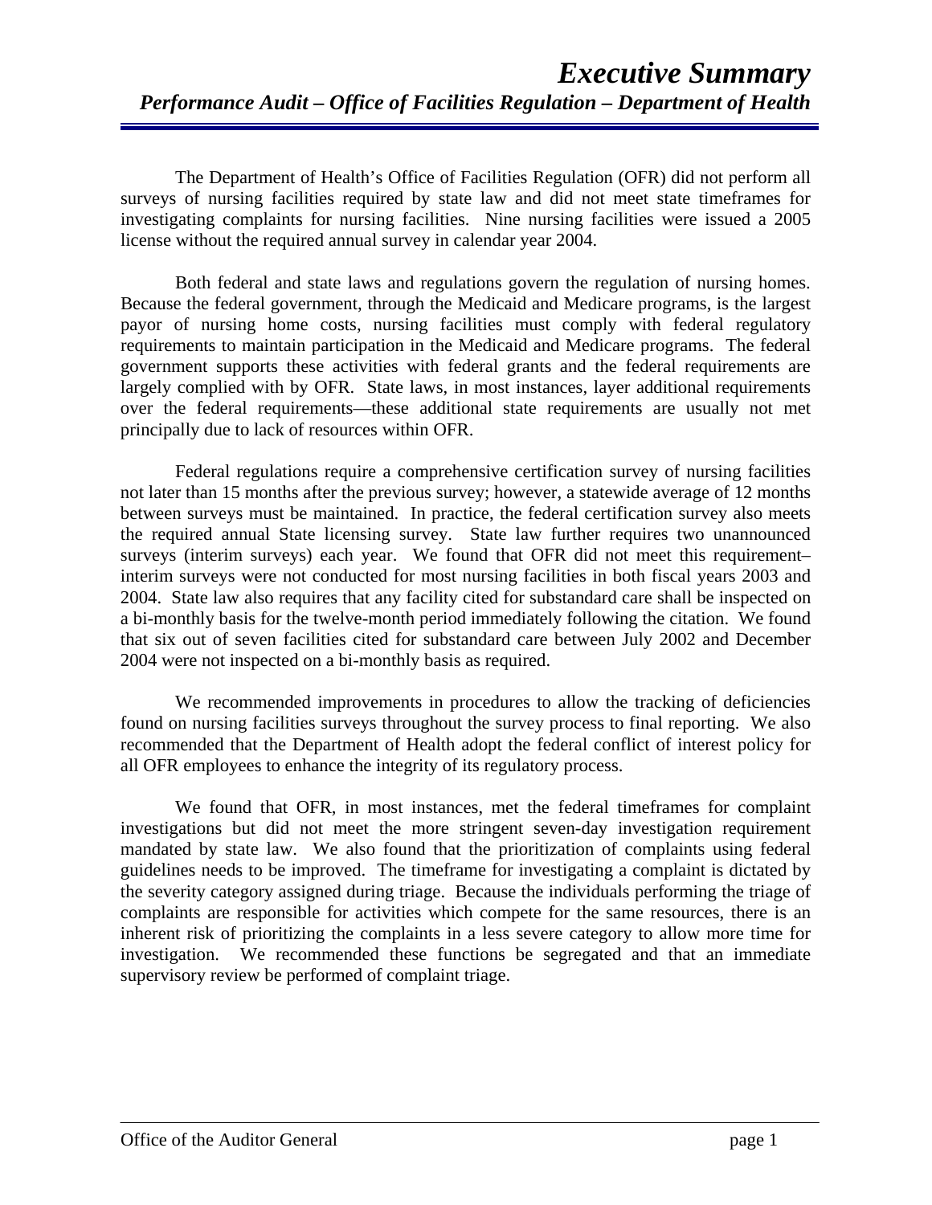# *Executive Summary*

## *Performance Audit – Office of Facilities Regulation – Department of Health*

The Department of Health's Office of Facilities Regulation (OFR) did not perform all surveys of nursing facilities required by state law and did not meet state timeframes for investigating complaints for nursing facilities. Nine nursing facilities were issued a 2005 license without the required annual survey in calendar year 2004.

Both federal and state laws and regulations govern the regulation of nursing homes. Because the federal government, through the Medicaid and Medicare programs, is the largest payor of nursing home costs, nursing facilities must comply with federal regulatory requirements to maintain participation in the Medicaid and Medicare programs. The federal government supports these activities with federal grants and the federal requirements are largely complied with by OFR. State laws, in most instances, layer additional requirements over the federal requirements—these additional state requirements are usually not met principally due to lack of resources within OFR.

Federal regulations require a comprehensive certification survey of nursing facilities not later than 15 months after the previous survey; however, a statewide average of 12 months between surveys must be maintained. In practice, the federal certification survey also meets the required annual State licensing survey. State law further requires two unannounced surveys (interim surveys) each year. We found that OFR did not meet this requirement–interim surveys were not conducted for most nursing facilities in both fiscal years 2003 and 2004. State law also requires that any facility cited for substandard care shall be inspected on a bi-monthly basis for the twelve-month period immediately following the citation. We found that six out of seven facilities cited for substandard care between July 2002 and December 2004 were not inspected on a bi-monthly basis as required.

We recommended improvements in procedures to allow the tracking of deficiencies found on nursing facilities surveys throughout the survey process to final reporting. We also recommended that the Department of Health adopt the federal conflict of interest policy for all OFR employees to enhance the integrity of its regulatory process.

We found that OFR, in most instances, met the federal timeframes for complaint investigations but did not meet the more stringent seven-day investigation requirement mandated by state law. We also found that the prioritization of complaints using federal guidelines needs to be improved. The timeframe for investigating a complaint is dictated by the severity category assigned during triage. Because the individuals performing the triage of complaints are responsible for activities which compete for the same resources, there is an inherent risk of prioritizing the complaints in a less severe category to allow more time for investigation. We recommended these functions be segregated and that an immediate supervisory review be performed of complaint triage.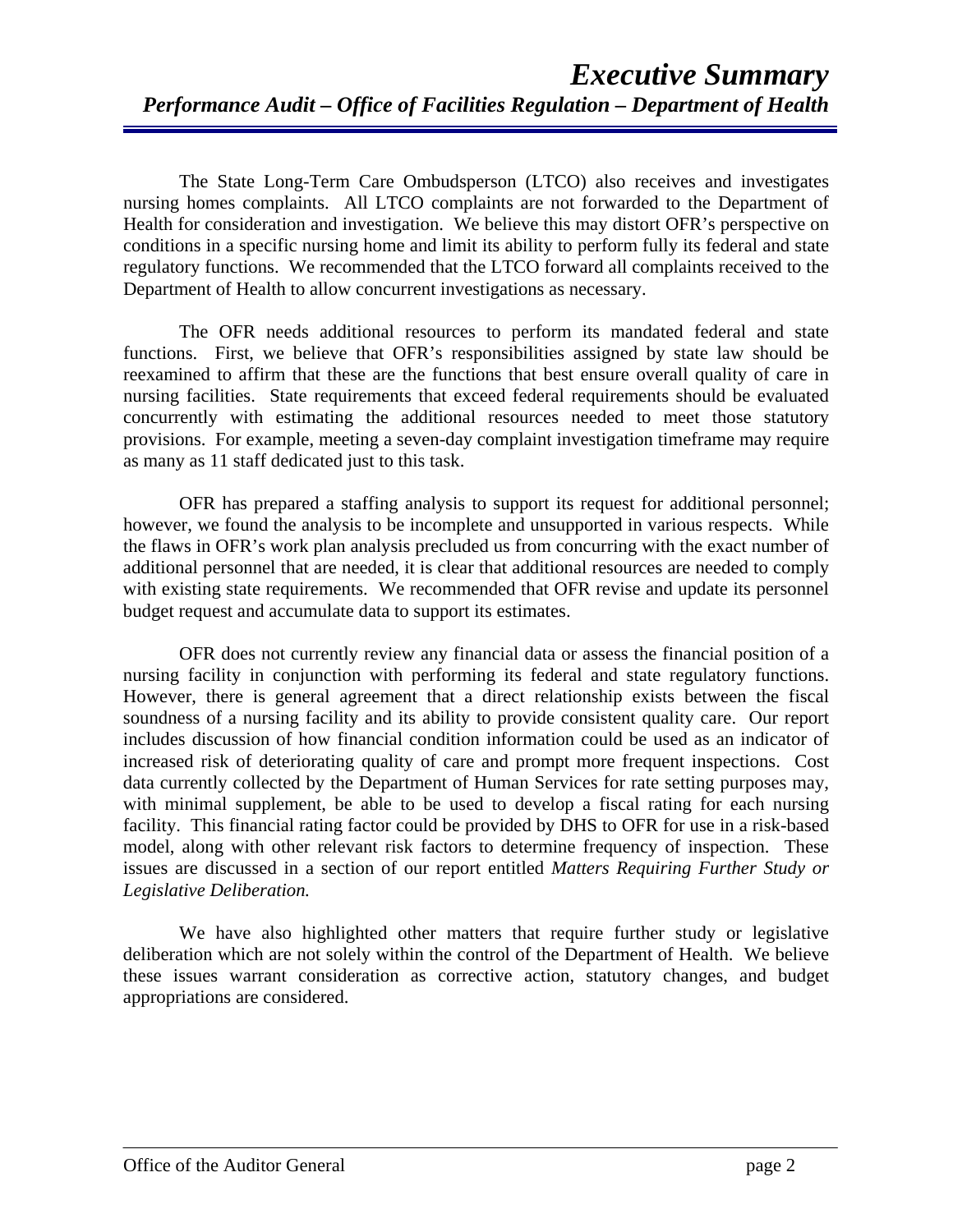The State Long-Term Care Ombudsperson (LTCO) also receives and investigates nursing homes complaints. All LTCO complaints are not forwarded to the Department of Health for consideration and investigation. We believe this may distort OFR's perspective on conditions in a specific nursing home and limit its ability to perform fully its federal and state regulatory functions. We recommended that the LTCO forward all complaints received to the Department of Health to allow concurrent investigations as necessary.

The OFR needs additional resources to perform its mandated federal and state functions. First, we believe that OFR's responsibilities assigned by state law should be reexamined to affirm that these are the functions that best ensure overall quality of care in nursing facilities. State requirements that exceed federal requirements should be evaluated concurrently with estimating the additional resources needed to meet those statutory provisions. For example, meeting a seven-day complaint investigation timeframe may require as many as 11 staff dedicated just to this task.

OFR has prepared a staffing analysis to support its request for additional personnel; however, we found the analysis to be incomplete and unsupported in various respects. While the flaws in OFR's work plan analysis precluded us from concurring with the exact number of additional personnel that are needed, it is clear that additional resources are needed to comply with existing state requirements. We recommended that OFR revise and update its personnel budget request and accumulate data to support its estimates.

OFR does not currently review any financial data or assess the financial position of a nursing facility in conjunction with performing its federal and state regulatory functions. However, there is general agreement that a direct relationship exists between the fiscal soundness of a nursing facility and its ability to provide consistent quality care. Our report includes discussion of how financial condition information could be used as an indicator of increased risk of deteriorating quality of care and prompt more frequent inspections. Cost data currently collected by the Department of Human Services for rate setting purposes may, with minimal supplement, be able to be used to develop a fiscal rating for each nursing facility. This financial rating factor could be provided by DHS to OFR for use in a risk-based model, along with other relevant risk factors to determine frequency of inspection. These issues are discussed in a section of our report entitled *Matters Requiring Further Study or Legislative Deliberation.*

We have also highlighted other matters that require further study or legislative deliberation which are not solely within the control of the Department of Health. We believe these issues warrant consideration as corrective action, statutory changes, and budget appropriations are considered.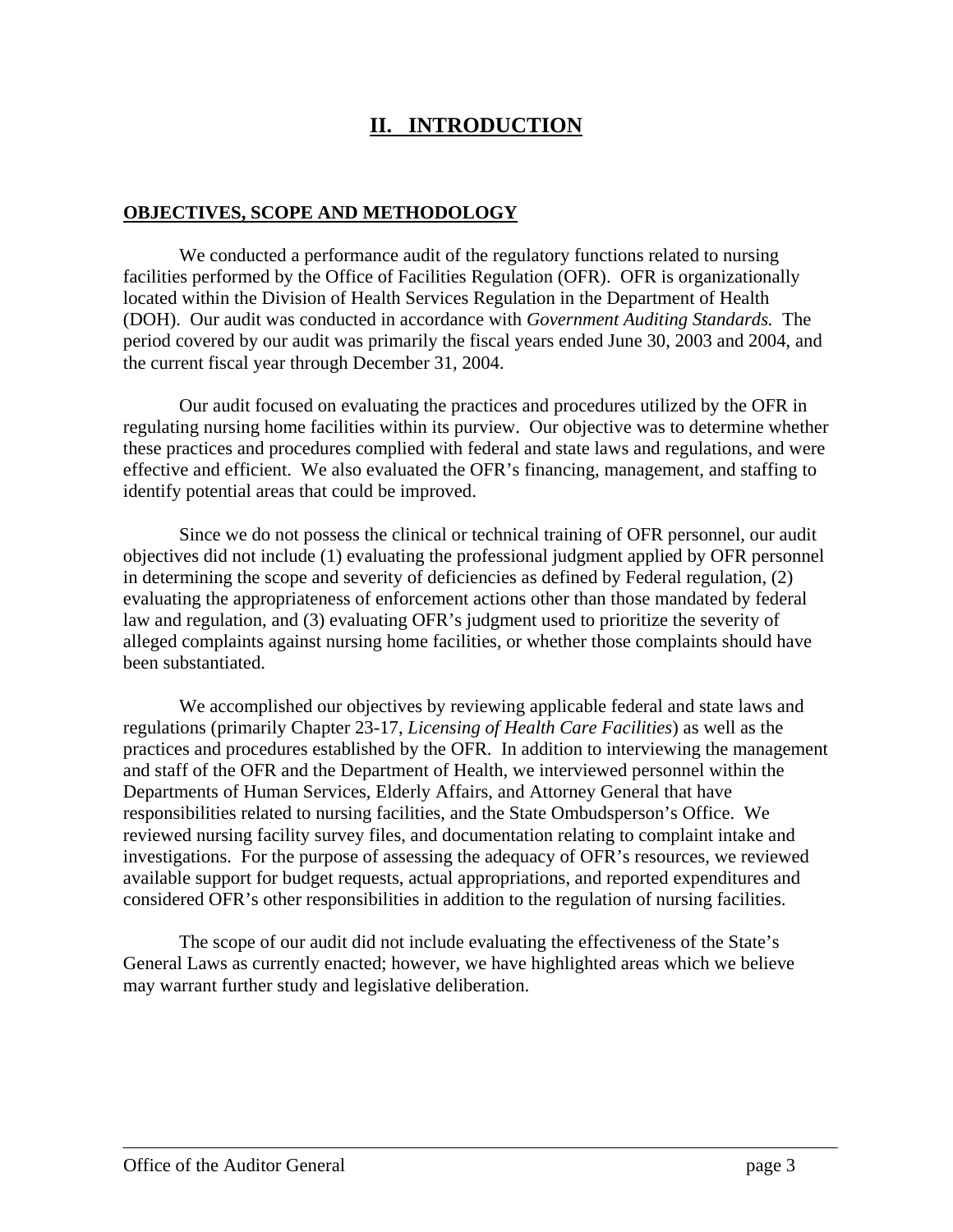# II. INTRODUCTION

## OBJECTIVES, SCOPE AND METHODOLOGY

We conducted a performance audit of the regulatory functions related to nursing facilities performed by the Office of Facilities Regulation (OFR). OFR is organizationally located within the Division of Health Services Regulation in the Department of Health (DOH). Our audit was conducted in accordance with *Government Auditing Standards.* The period covered by our audit was primarily the fiscal years ended June 30, 2003 and 2004, and the current fiscal year through December 31, 2004.

Our audit focused on evaluating the practices and procedures utilized by the OFR in regulating nursing home facilities within its purview. Our objective was to determine whether these practices and procedures complied with federal and state laws and regulations, and were effective and efficient. We also evaluated the OFR's financing, management, and staffing to identify potential areas that could be improved.

Since we do not possess the clinical or technical training of OFR personnel, our audit objectives did not include (1) evaluating the professional judgment applied by OFR personnel in determining the scope and severity of deficiencies as defined by Federal regulation, (2) evaluating the appropriateness of enforcement actions other than those mandated by federal law and regulation, and (3) evaluating OFR's judgment used to prioritize the severity of alleged complaints against nursing home facilities, or whether those complaints should have been substantiated.

We accomplished our objectives by reviewing applicable federal and state laws and regulations (primarily Chapter 23-17, *Licensing of Health Care Facilities*) as well as the practices and procedures established by the OFR. In addition to interviewing the management and staff of the OFR and the Department of Health, we interviewed personnel within the Departments of Human Services, Elderly Affairs, and Attorney General that have responsibilities related to nursing facilities, and the State Ombudsperson's Office. We reviewed nursing facility survey files, and documentation relating to complaint intake and investigations. For the purpose of assessing the adequacy of OFR's resources, we reviewed available support for budget requests, actual appropriations, and reported expenditures and considered OFR's other responsibilities in addition to the regulation of nursing facilities.

The scope of our audit did not include evaluating the effectiveness of the State's General Laws as currently enacted; however, we have highlighted areas which we believe may warrant further study and legislative deliberation.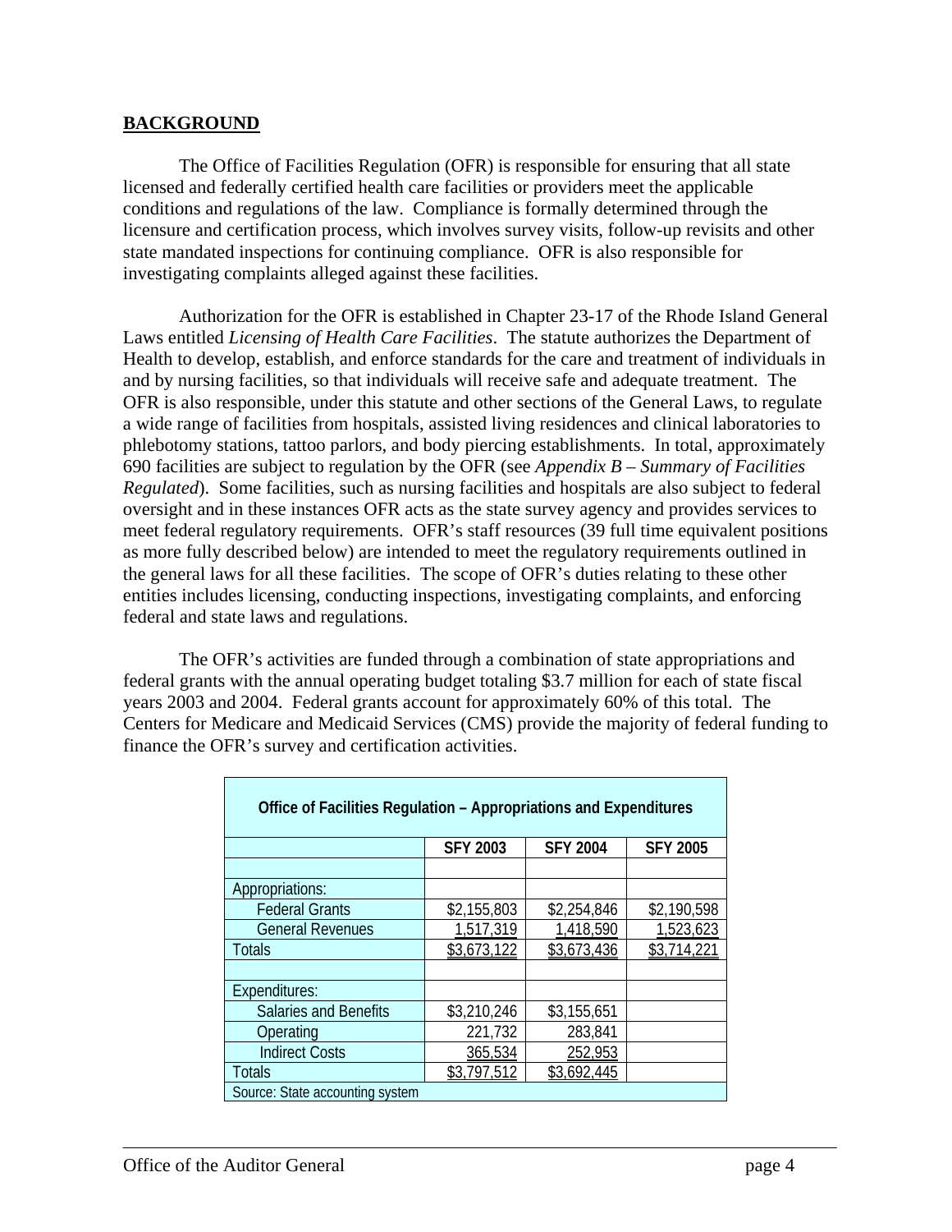## BACKGROUND

The Office of Facilities Regulation (OFR) is responsible for ensuring that all state licensed and federally certified health care facilities or providers meet the applicable conditions and regulations of the law. Compliance is formally determined through the licensure and certification process, which involves survey visits, follow-up revisits and other state mandated inspections for continuing compliance. OFR is also responsible for investigating complaints alleged against these facilities.

Authorization for the OFR is established in Chapter 23-17 of the Rhode Island General Laws entitled *Licensing of Health Care Facilities*. The statute authorizes the Department of Health to develop, establish, and enforce standards for the care and treatment of individuals in and by nursing facilities, so that individuals will receive safe and adequate treatment. The OFR is also responsible, under this statute and other sections of the General Laws, to regulate a wide range of facilities from hospitals, assisted living residences and clinical laboratories to phlebotomy stations, tattoo parlors, and body piercing establishments. In total, approximately 690 facilities are subject to regulation by the OFR (see *Appendix B – Summary of Facilities Regulated*). Some facilities, such as nursing facilities and hospitals are also subject to federal oversight and in these instances OFR acts as the state survey agency and provides services to meet federal regulatory requirements. OFR's staff resources (39 full time equivalent positions as more fully described below) are intended to meet the regulatory requirements outlined in the general laws for all these facilities. The scope of OFR's duties relating to these other entities includes licensing, conducting inspections, investigating complaints, and enforcing federal and state laws and regulations.

The OFR's activities are funded through a combination of state appropriations and federal grants with the annual operating budget totaling $3.7 million for each of state fiscal years 2003 and 2004. Federal grants account for approximately 60% of this total. The Centers for Medicare and Medicaid Services (CMS) provide the majority of federal funding to finance the OFR's survey and certification activities.

**Office of Facilities Regulation – Appropriations and Expenditures**

| | SFY 2003 | SFY 2004 | SFY 2005 |
|---|---|---|---|
| Appropriations: | | | |
| Federal Grants | $2,155,803 | $2,254,846 | $2,190,598 |
| General Revenues | 1,517,319 | 1,418,590 | 1,523,623 |
| Totals | $3,673,122 | $3,673,436 | $3,714,221 |
| Expenditures: | | | |
| Salaries and Benefits | $3,210,246 | $3,155,651 | |
| Operating | 221,732 | 283,841 | |
| Indirect Costs | 365,534 | 252,953 | |
| Totals | $3,797,512 | $3,692,445 | |

Source: State accounting system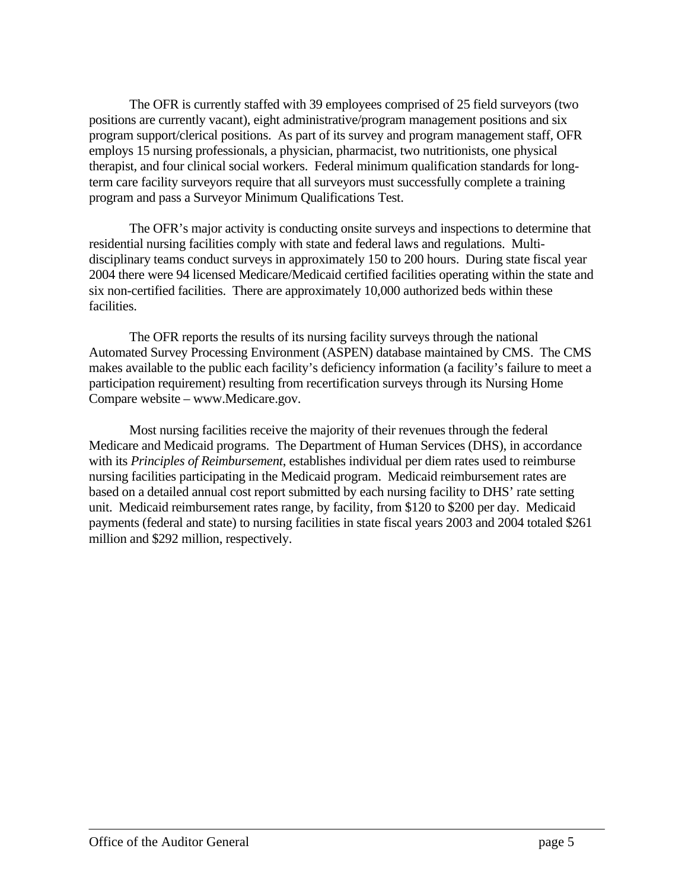The OFR is currently staffed with 39 employees comprised of 25 field surveyors (two positions are currently vacant), eight administrative/program management positions and six program support/clerical positions. As part of its survey and program management staff, OFR employs 15 nursing professionals, a physician, pharmacist, two nutritionists, one physical therapist, and four clinical social workers. Federal minimum qualification standards for long-term care facility surveyors require that all surveyors must successfully complete a training program and pass a Surveyor Minimum Qualifications Test.

The OFR's major activity is conducting onsite surveys and inspections to determine that residential nursing facilities comply with state and federal laws and regulations. Multi-disciplinary teams conduct surveys in approximately 150 to 200 hours. During state fiscal year 2004 there were 94 licensed Medicare/Medicaid certified facilities operating within the state and six non-certified facilities. There are approximately 10,000 authorized beds within these facilities.

The OFR reports the results of its nursing facility surveys through the national Automated Survey Processing Environment (ASPEN) database maintained by CMS. The CMS makes available to the public each facility's deficiency information (a facility's failure to meet a participation requirement) resulting from recertification surveys through its Nursing Home Compare website – www.Medicare.gov.

Most nursing facilities receive the majority of their revenues through the federal Medicare and Medicaid programs. The Department of Human Services (DHS), in accordance with its *Principles of Reimbursement*, establishes individual per diem rates used to reimburse nursing facilities participating in the Medicaid program. Medicaid reimbursement rates are based on a detailed annual cost report submitted by each nursing facility to DHS' rate setting unit. Medicaid reimbursement rates range, by facility, from $120 to $200 per day. Medicaid payments (federal and state) to nursing facilities in state fiscal years 2003 and 2004 totaled $261 million and $292 million, respectively.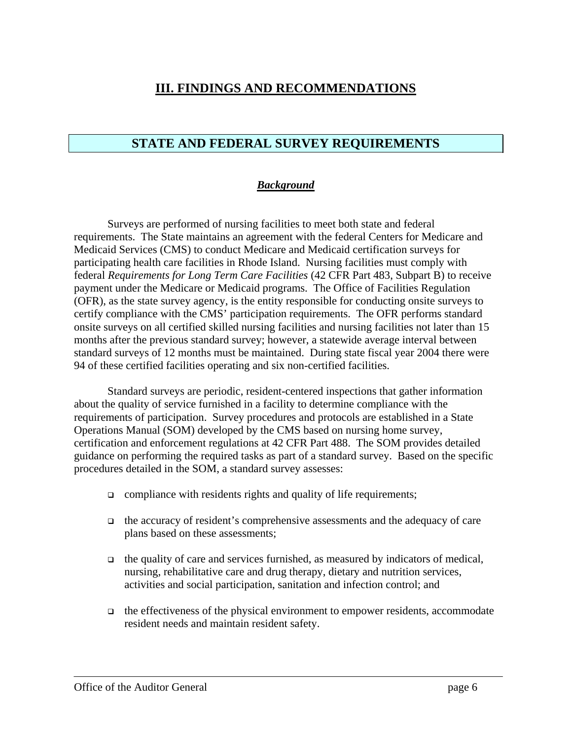# III. FINDINGS AND RECOMMENDATIONS

## STATE AND FEDERAL SURVEY REQUIREMENTS

### *Background*

Surveys are performed of nursing facilities to meet both state and federal requirements. The State maintains an agreement with the federal Centers for Medicare and Medicaid Services (CMS) to conduct Medicare and Medicaid certification surveys for participating health care facilities in Rhode Island. Nursing facilities must comply with federal *Requirements for Long Term Care Facilities* (42 CFR Part 483, Subpart B) to receive payment under the Medicare or Medicaid programs. The Office of Facilities Regulation (OFR), as the state survey agency, is the entity responsible for conducting onsite surveys to certify compliance with the CMS' participation requirements. The OFR performs standard onsite surveys on all certified skilled nursing facilities and nursing facilities not later than 15 months after the previous standard survey; however, a statewide average interval between standard surveys of 12 months must be maintained. During state fiscal year 2004 there were 94 of these certified facilities operating and six non-certified facilities.

Standard surveys are periodic, resident-centered inspections that gather information about the quality of service furnished in a facility to determine compliance with the requirements of participation. Survey procedures and protocols are established in a State Operations Manual (SOM) developed by the CMS based on nursing home survey, certification and enforcement regulations at 42 CFR Part 488. The SOM provides detailed guidance on performing the required tasks as part of a standard survey. Based on the specific procedures detailed in the SOM, a standard survey assesses:

- compliance with residents rights and quality of life requirements;
- the accuracy of resident's comprehensive assessments and the adequacy of care plans based on these assessments;
- the quality of care and services furnished, as measured by indicators of medical, nursing, rehabilitative care and drug therapy, dietary and nutrition services, activities and social participation, sanitation and infection control; and
- the effectiveness of the physical environment to empower residents, accommodate resident needs and maintain resident safety.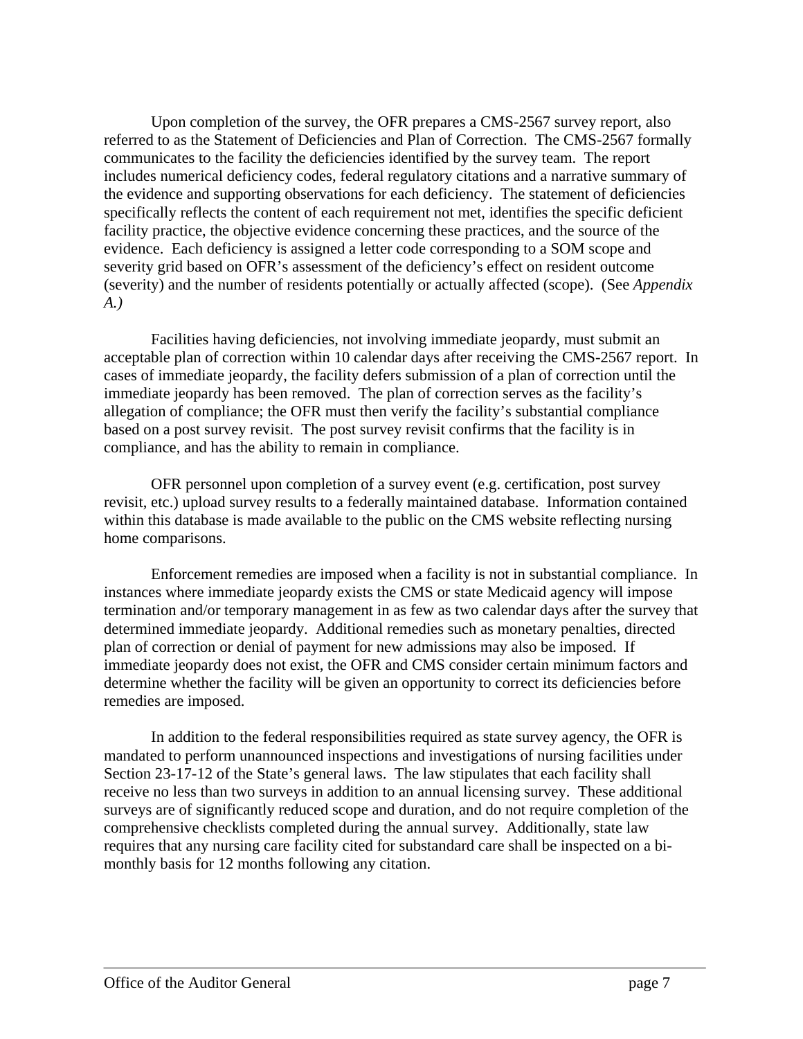Upon completion of the survey, the OFR prepares a CMS-2567 survey report, also referred to as the Statement of Deficiencies and Plan of Correction. The CMS-2567 formally communicates to the facility the deficiencies identified by the survey team. The report includes numerical deficiency codes, federal regulatory citations and a narrative summary of the evidence and supporting observations for each deficiency. The statement of deficiencies specifically reflects the content of each requirement not met, identifies the specific deficient facility practice, the objective evidence concerning these practices, and the source of the evidence. Each deficiency is assigned a letter code corresponding to a SOM scope and severity grid based on OFR's assessment of the deficiency's effect on resident outcome (severity) and the number of residents potentially or actually affected (scope). (See *Appendix A.)*

Facilities having deficiencies, not involving immediate jeopardy, must submit an acceptable plan of correction within 10 calendar days after receiving the CMS-2567 report. In cases of immediate jeopardy, the facility defers submission of a plan of correction until the immediate jeopardy has been removed. The plan of correction serves as the facility's allegation of compliance; the OFR must then verify the facility's substantial compliance based on a post survey revisit. The post survey revisit confirms that the facility is in compliance, and has the ability to remain in compliance.

OFR personnel upon completion of a survey event (e.g. certification, post survey revisit, etc.) upload survey results to a federally maintained database. Information contained within this database is made available to the public on the CMS website reflecting nursing home comparisons.

Enforcement remedies are imposed when a facility is not in substantial compliance. In instances where immediate jeopardy exists the CMS or state Medicaid agency will impose termination and/or temporary management in as few as two calendar days after the survey that determined immediate jeopardy. Additional remedies such as monetary penalties, directed plan of correction or denial of payment for new admissions may also be imposed. If immediate jeopardy does not exist, the OFR and CMS consider certain minimum factors and determine whether the facility will be given an opportunity to correct its deficiencies before remedies are imposed.

In addition to the federal responsibilities required as state survey agency, the OFR is mandated to perform unannounced inspections and investigations of nursing facilities under Section 23-17-12 of the State's general laws. The law stipulates that each facility shall receive no less than two surveys in addition to an annual licensing survey. These additional surveys are of significantly reduced scope and duration, and do not require completion of the comprehensive checklists completed during the annual survey. Additionally, state law requires that any nursing care facility cited for substandard care shall be inspected on a bi-monthly basis for 12 months following any citation.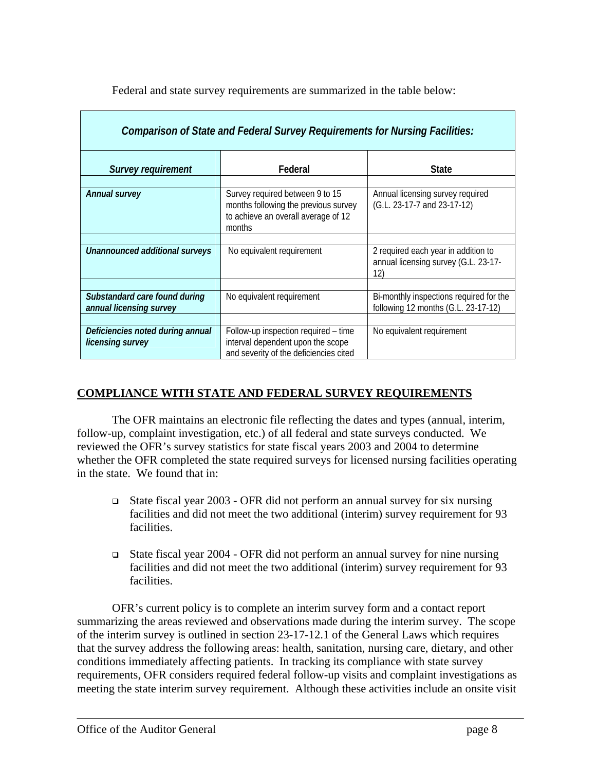Federal and state survey requirements are summarized in the table below:

| *Comparison of State and Federal Survey Requirements for Nursing Facilities:* | | |
|---|---|---|
| ***Survey requirement*** | **Federal** | **State** |
| ***Annual survey*** | Survey required between 9 to 15 months following the previous survey to achieve an overall average of 12 months | Annual licensing survey required (G.L. 23-17-7 and 23-17-12) |
| ***Unannounced additional surveys*** | No equivalent requirement | 2 required each year in addition to annual licensing survey (G.L. 23-17-12) |
| ***Substandard care found during annual licensing survey*** | No equivalent requirement | Bi-monthly inspections required for the following 12 months (G.L. 23-17-12) |
| ***Deficiencies noted during annual licensing survey*** | Follow-up inspection required – time interval dependent upon the scope and severity of the deficiencies cited | No equivalent requirement |

## COMPLIANCE WITH STATE AND FEDERAL SURVEY REQUIREMENTS

The OFR maintains an electronic file reflecting the dates and types (annual, interim, follow-up, complaint investigation, etc.) of all federal and state surveys conducted. We reviewed the OFR's survey statistics for state fiscal years 2003 and 2004 to determine whether the OFR completed the state required surveys for licensed nursing facilities operating in the state. We found that in:

- State fiscal year 2003 - OFR did not perform an annual survey for six nursing facilities and did not meet the two additional (interim) survey requirement for 93 facilities.
- State fiscal year 2004 - OFR did not perform an annual survey for nine nursing facilities and did not meet the two additional (interim) survey requirement for 93 facilities.

OFR's current policy is to complete an interim survey form and a contact report summarizing the areas reviewed and observations made during the interim survey. The scope of the interim survey is outlined in section 23-17-12.1 of the General Laws which requires that the survey address the following areas: health, sanitation, nursing care, dietary, and other conditions immediately affecting patients. In tracking its compliance with state survey requirements, OFR considers required federal follow-up visits and complaint investigations as meeting the state interim survey requirement. Although these activities include an onsite visit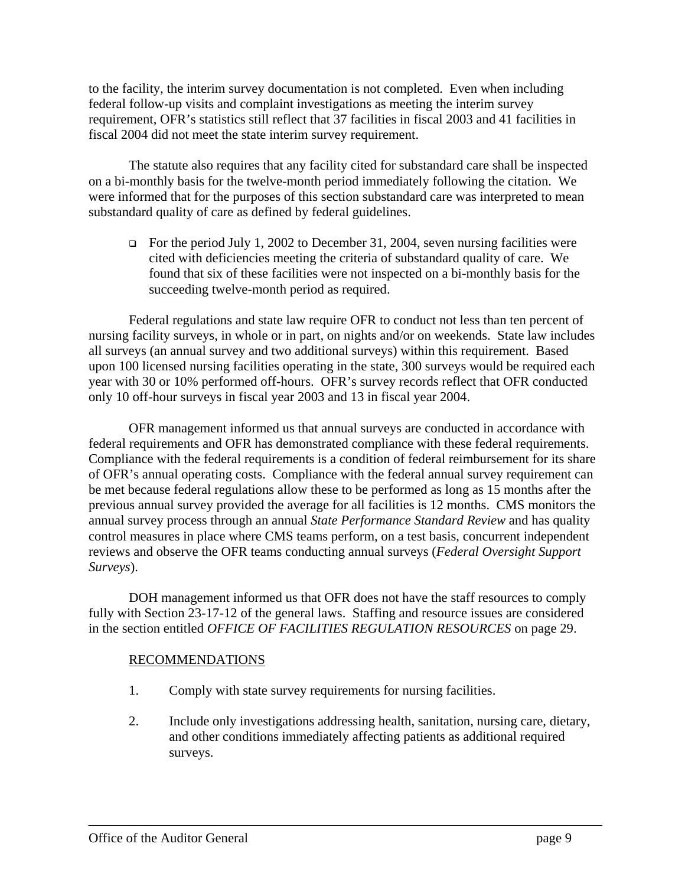to the facility, the interim survey documentation is not completed. Even when including federal follow-up visits and complaint investigations as meeting the interim survey requirement, OFR's statistics still reflect that 37 facilities in fiscal 2003 and 41 facilities in fiscal 2004 did not meet the state interim survey requirement.

The statute also requires that any facility cited for substandard care shall be inspected on a bi-monthly basis for the twelve-month period immediately following the citation. We were informed that for the purposes of this section substandard care was interpreted to mean substandard quality of care as defined by federal guidelines.

- For the period July 1, 2002 to December 31, 2004, seven nursing facilities were cited with deficiencies meeting the criteria of substandard quality of care. We found that six of these facilities were not inspected on a bi-monthly basis for the succeeding twelve-month period as required.

Federal regulations and state law require OFR to conduct not less than ten percent of nursing facility surveys, in whole or in part, on nights and/or on weekends. State law includes all surveys (an annual survey and two additional surveys) within this requirement. Based upon 100 licensed nursing facilities operating in the state, 300 surveys would be required each year with 30 or 10% performed off-hours. OFR's survey records reflect that OFR conducted only 10 off-hour surveys in fiscal year 2003 and 13 in fiscal year 2004.

OFR management informed us that annual surveys are conducted in accordance with federal requirements and OFR has demonstrated compliance with these federal requirements. Compliance with the federal requirements is a condition of federal reimbursement for its share of OFR's annual operating costs. Compliance with the federal annual survey requirement can be met because federal regulations allow these to be performed as long as 15 months after the previous annual survey provided the average for all facilities is 12 months. CMS monitors the annual survey process through an annual *State Performance Standard Review* and has quality control measures in place where CMS teams perform, on a test basis, concurrent independent reviews and observe the OFR teams conducting annual surveys (*Federal Oversight Support Surveys*).

DOH management informed us that OFR does not have the staff resources to comply fully with Section 23-17-12 of the general laws. Staffing and resource issues are considered in the section entitled *OFFICE OF FACILITIES REGULATION RESOURCES* on page 29.

RECOMMENDATIONS

1. Comply with state survey requirements for nursing facilities.

2. Include only investigations addressing health, sanitation, nursing care, dietary, and other conditions immediately affecting patients as additional required surveys.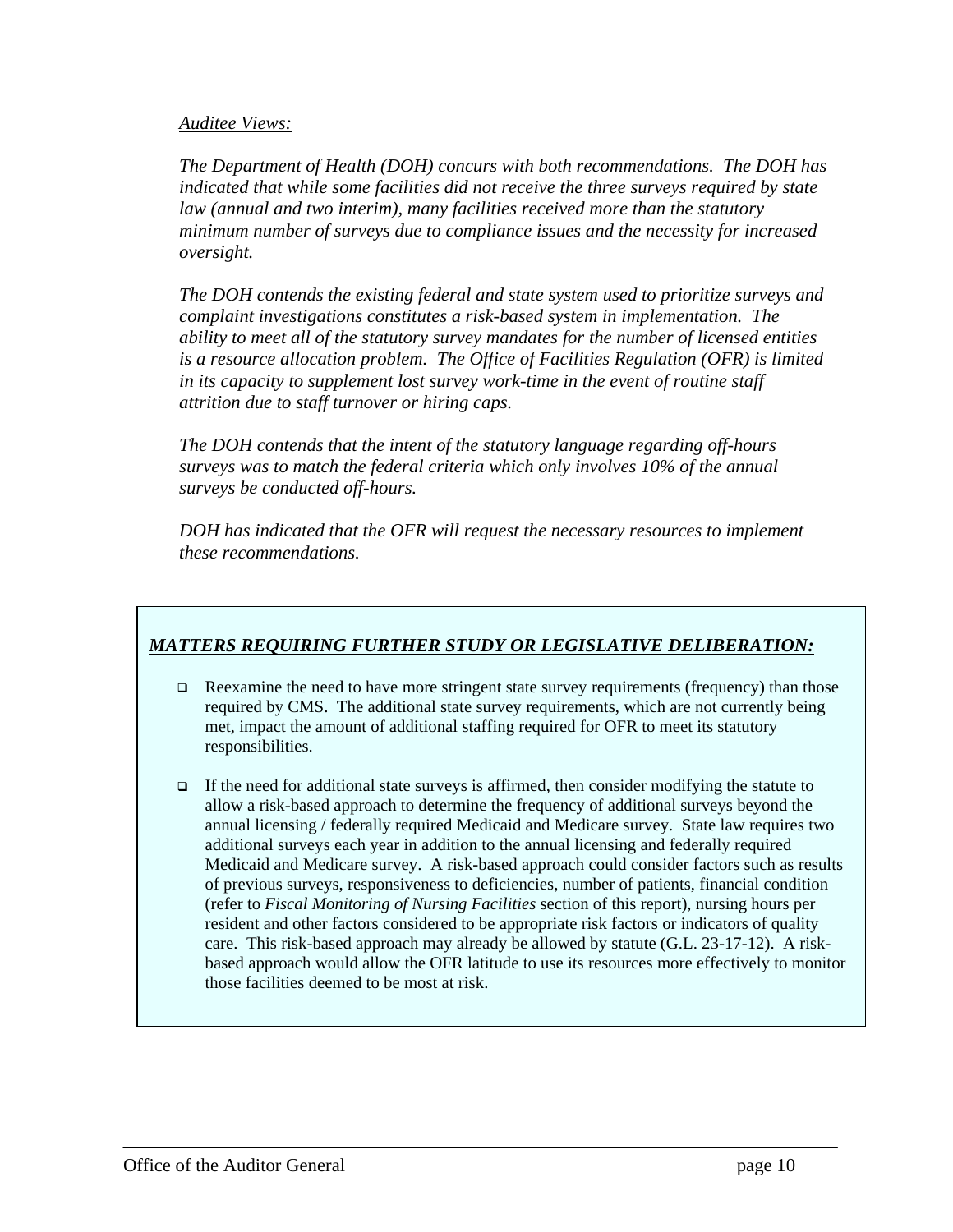*Auditee Views:*

*The Department of Health (DOH) concurs with both recommendations. The DOH has indicated that while some facilities did not receive the three surveys required by state law (annual and two interim), many facilities received more than the statutory minimum number of surveys due to compliance issues and the necessity for increased oversight.*

*The DOH contends the existing federal and state system used to prioritize surveys and complaint investigations constitutes a risk-based system in implementation. The ability to meet all of the statutory survey mandates for the number of licensed entities is a resource allocation problem. The Office of Facilities Regulation (OFR) is limited in its capacity to supplement lost survey work-time in the event of routine staff attrition due to staff turnover or hiring caps.*

*The DOH contends that the intent of the statutory language regarding off-hours surveys was to match the federal criteria which only involves 10% of the annual surveys be conducted off-hours.*

*DOH has indicated that the OFR will request the necessary resources to implement these recommendations.*

### ***MATTERS REQUIRING FURTHER STUDY OR LEGISLATIVE DELIBERATION:***

- Reexamine the need to have more stringent state survey requirements (frequency) than those required by CMS. The additional state survey requirements, which are not currently being met, impact the amount of additional staffing required for OFR to meet its statutory responsibilities.
- If the need for additional state surveys is affirmed, then consider modifying the statute to allow a risk-based approach to determine the frequency of additional surveys beyond the annual licensing / federally required Medicaid and Medicare survey. State law requires two additional surveys each year in addition to the annual licensing and federally required Medicaid and Medicare survey. A risk-based approach could consider factors such as results of previous surveys, responsiveness to deficiencies, number of patients, financial condition (refer to *Fiscal Monitoring of Nursing Facilities* section of this report), nursing hours per resident and other factors considered to be appropriate risk factors or indicators of quality care. This risk-based approach may already be allowed by statute (G.L. 23-17-12). A risk-based approach would allow the OFR latitude to use its resources more effectively to monitor those facilities deemed to be most at risk.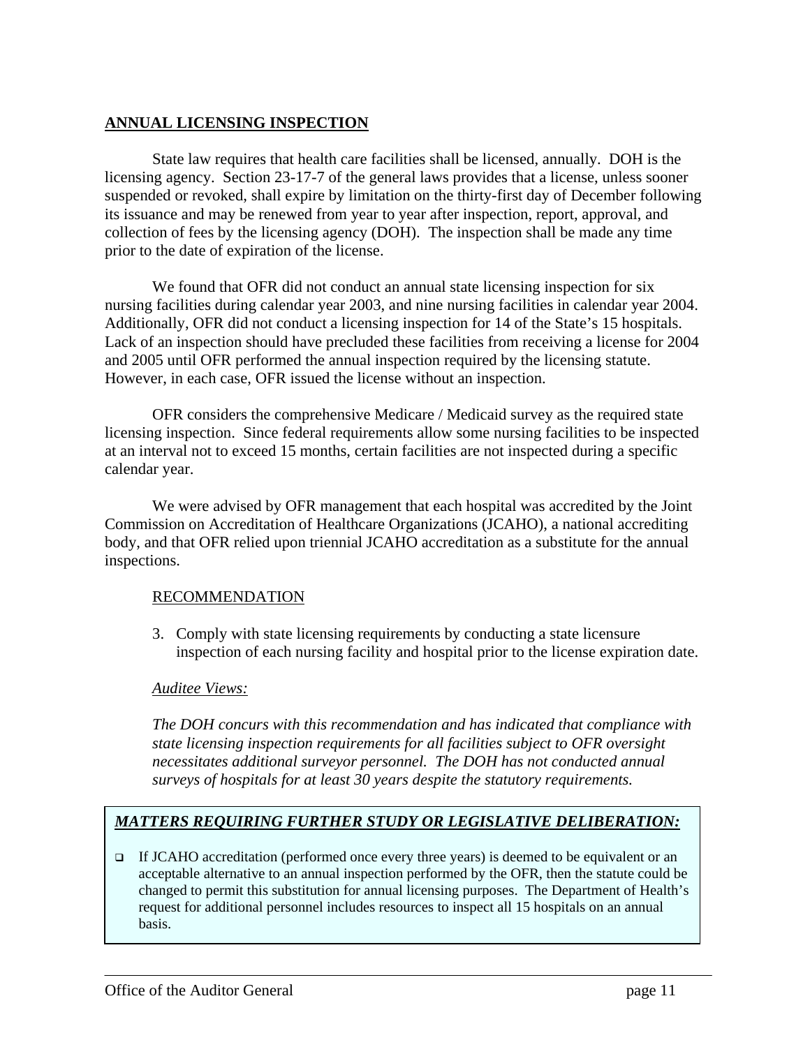## ANNUAL LICENSING INSPECTION

State law requires that health care facilities shall be licensed, annually. DOH is the licensing agency. Section 23-17-7 of the general laws provides that a license, unless sooner suspended or revoked, shall expire by limitation on the thirty-first day of December following its issuance and may be renewed from year to year after inspection, report, approval, and collection of fees by the licensing agency (DOH). The inspection shall be made any time prior to the date of expiration of the license.

We found that OFR did not conduct an annual state licensing inspection for six nursing facilities during calendar year 2003, and nine nursing facilities in calendar year 2004. Additionally, OFR did not conduct a licensing inspection for 14 of the State's 15 hospitals. Lack of an inspection should have precluded these facilities from receiving a license for 2004 and 2005 until OFR performed the annual inspection required by the licensing statute. However, in each case, OFR issued the license without an inspection.

OFR considers the comprehensive Medicare / Medicaid survey as the required state licensing inspection. Since federal requirements allow some nursing facilities to be inspected at an interval not to exceed 15 months, certain facilities are not inspected during a specific calendar year.

We were advised by OFR management that each hospital was accredited by the Joint Commission on Accreditation of Healthcare Organizations (JCAHO), a national accrediting body, and that OFR relied upon triennial JCAHO accreditation as a substitute for the annual inspections.

RECOMMENDATION

3. Comply with state licensing requirements by conducting a state licensure inspection of each nursing facility and hospital prior to the license expiration date.

*Auditee Views:*

*The DOH concurs with this recommendation and has indicated that compliance with state licensing inspection requirements for all facilities subject to OFR oversight necessitates additional surveyor personnel. The DOH has not conducted annual surveys of hospitals for at least 30 years despite the statutory requirements.*

***MATTERS REQUIRING FURTHER STUDY OR LEGISLATIVE DELIBERATION:***

- If JCAHO accreditation (performed once every three years) is deemed to be equivalent or an acceptable alternative to an annual inspection performed by the OFR, then the statute could be changed to permit this substitution for annual licensing purposes. The Department of Health's request for additional personnel includes resources to inspect all 15 hospitals on an annual basis.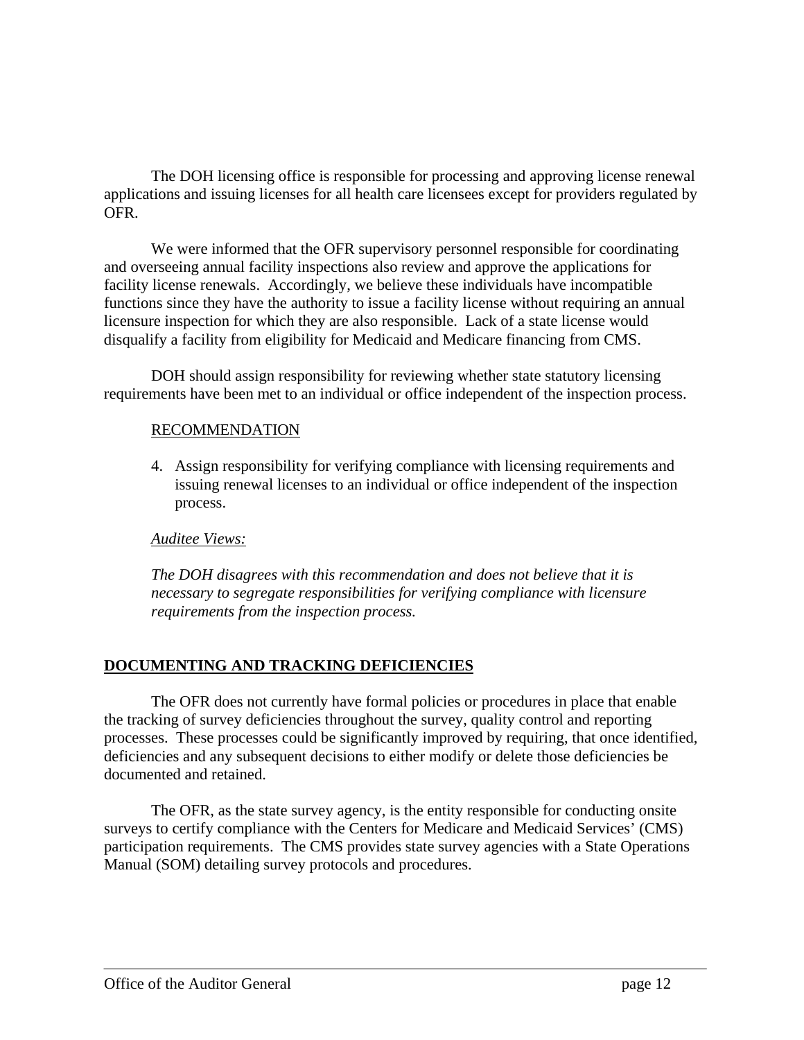The DOH licensing office is responsible for processing and approving license renewal applications and issuing licenses for all health care licensees except for providers regulated by OFR.

We were informed that the OFR supervisory personnel responsible for coordinating and overseeing annual facility inspections also review and approve the applications for facility license renewals. Accordingly, we believe these individuals have incompatible functions since they have the authority to issue a facility license without requiring an annual licensure inspection for which they are also responsible. Lack of a state license would disqualify a facility from eligibility for Medicaid and Medicare financing from CMS.

DOH should assign responsibility for reviewing whether state statutory licensing requirements have been met to an individual or office independent of the inspection process.

RECOMMENDATION

4. Assign responsibility for verifying compliance with licensing requirements and issuing renewal licenses to an individual or office independent of the inspection process.

*Auditee Views:*

*The DOH disagrees with this recommendation and does not believe that it is necessary to segregate responsibilities for verifying compliance with licensure requirements from the inspection process.*

## DOCUMENTING AND TRACKING DEFICIENCIES

The OFR does not currently have formal policies or procedures in place that enable the tracking of survey deficiencies throughout the survey, quality control and reporting processes. These processes could be significantly improved by requiring, that once identified, deficiencies and any subsequent decisions to either modify or delete those deficiencies be documented and retained.

The OFR, as the state survey agency, is the entity responsible for conducting onsite surveys to certify compliance with the Centers for Medicare and Medicaid Services' (CMS) participation requirements. The CMS provides state survey agencies with a State Operations Manual (SOM) detailing survey protocols and procedures.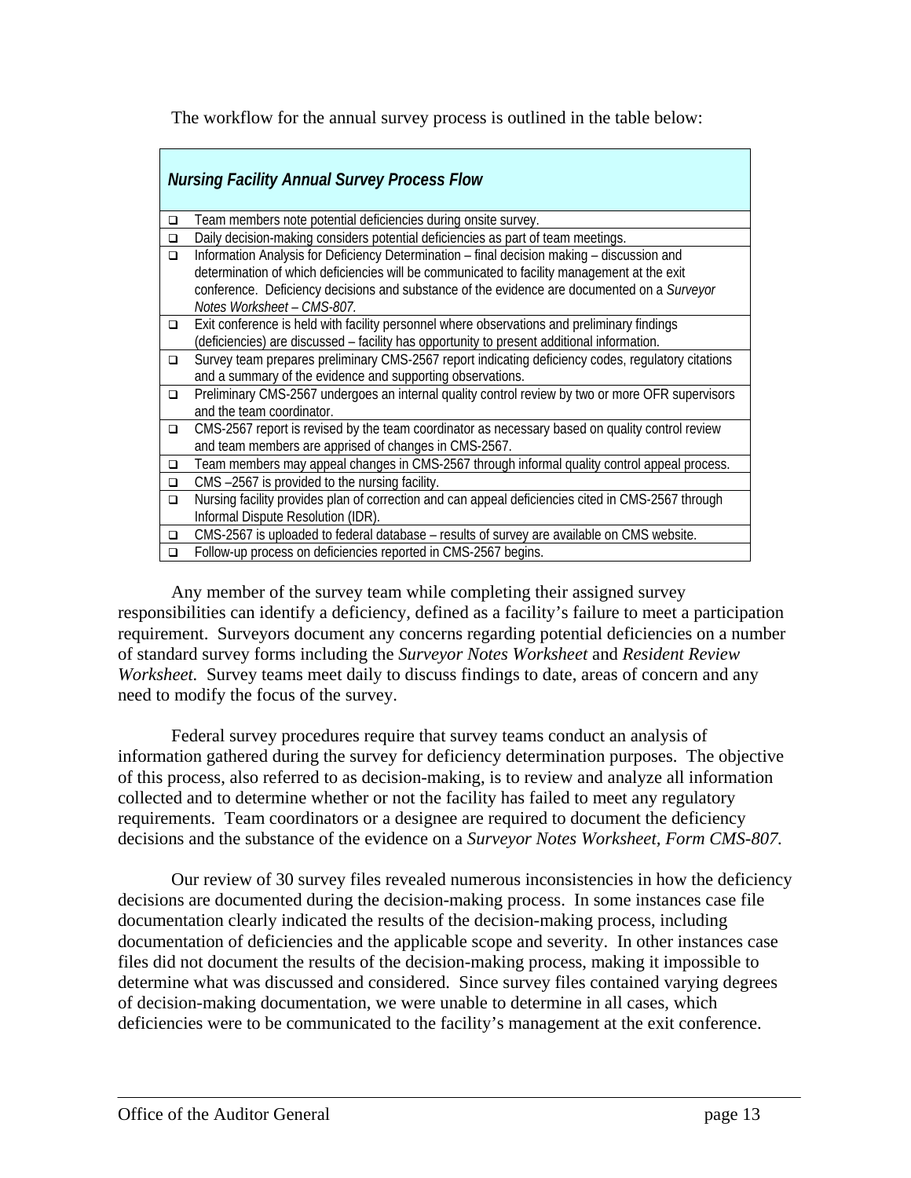The workflow for the annual survey process is outlined in the table below:

| *Nursing Facility Annual Survey Process Flow* | |
|---|---|
| ❑ | Team members note potential deficiencies during onsite survey. |
| ❑ | Daily decision-making considers potential deficiencies as part of team meetings. |
| ❑ | Information Analysis for Deficiency Determination – final decision making – discussion and determination of which deficiencies will be communicated to facility management at the exit conference. Deficiency decisions and substance of the evidence are documented on a *Surveyor Notes Worksheet – CMS-807.* |
| ❑ | Exit conference is held with facility personnel where observations and preliminary findings (deficiencies) are discussed – facility has opportunity to present additional information. |
| ❑ | Survey team prepares preliminary CMS-2567 report indicating deficiency codes, regulatory citations and a summary of the evidence and supporting observations. |
| ❑ | Preliminary CMS-2567 undergoes an internal quality control review by two or more OFR supervisors and the team coordinator. |
| ❑ | CMS-2567 report is revised by the team coordinator as necessary based on quality control review and team members are apprised of changes in CMS-2567. |
| ❑ | Team members may appeal changes in CMS-2567 through informal quality control appeal process. |
| ❑ | CMS –2567 is provided to the nursing facility. |
| ❑ | Nursing facility provides plan of correction and can appeal deficiencies cited in CMS-2567 through Informal Dispute Resolution (IDR). |
| ❑ | CMS-2567 is uploaded to federal database – results of survey are available on CMS website. |
| ❑ | Follow-up process on deficiencies reported in CMS-2567 begins. |

Any member of the survey team while completing their assigned survey responsibilities can identify a deficiency, defined as a facility's failure to meet a participation requirement. Surveyors document any concerns regarding potential deficiencies on a number of standard survey forms including the *Surveyor Notes Worksheet* and *Resident Review Worksheet.* Survey teams meet daily to discuss findings to date, areas of concern and any need to modify the focus of the survey.

Federal survey procedures require that survey teams conduct an analysis of information gathered during the survey for deficiency determination purposes. The objective of this process, also referred to as decision-making, is to review and analyze all information collected and to determine whether or not the facility has failed to meet any regulatory requirements. Team coordinators or a designee are required to document the deficiency decisions and the substance of the evidence on a *Surveyor Notes Worksheet, Form CMS-807.*

Our review of 30 survey files revealed numerous inconsistencies in how the deficiency decisions are documented during the decision-making process. In some instances case file documentation clearly indicated the results of the decision-making process, including documentation of deficiencies and the applicable scope and severity. In other instances case files did not document the results of the decision-making process, making it impossible to determine what was discussed and considered. Since survey files contained varying degrees of decision-making documentation, we were unable to determine in all cases, which deficiencies were to be communicated to the facility's management at the exit conference.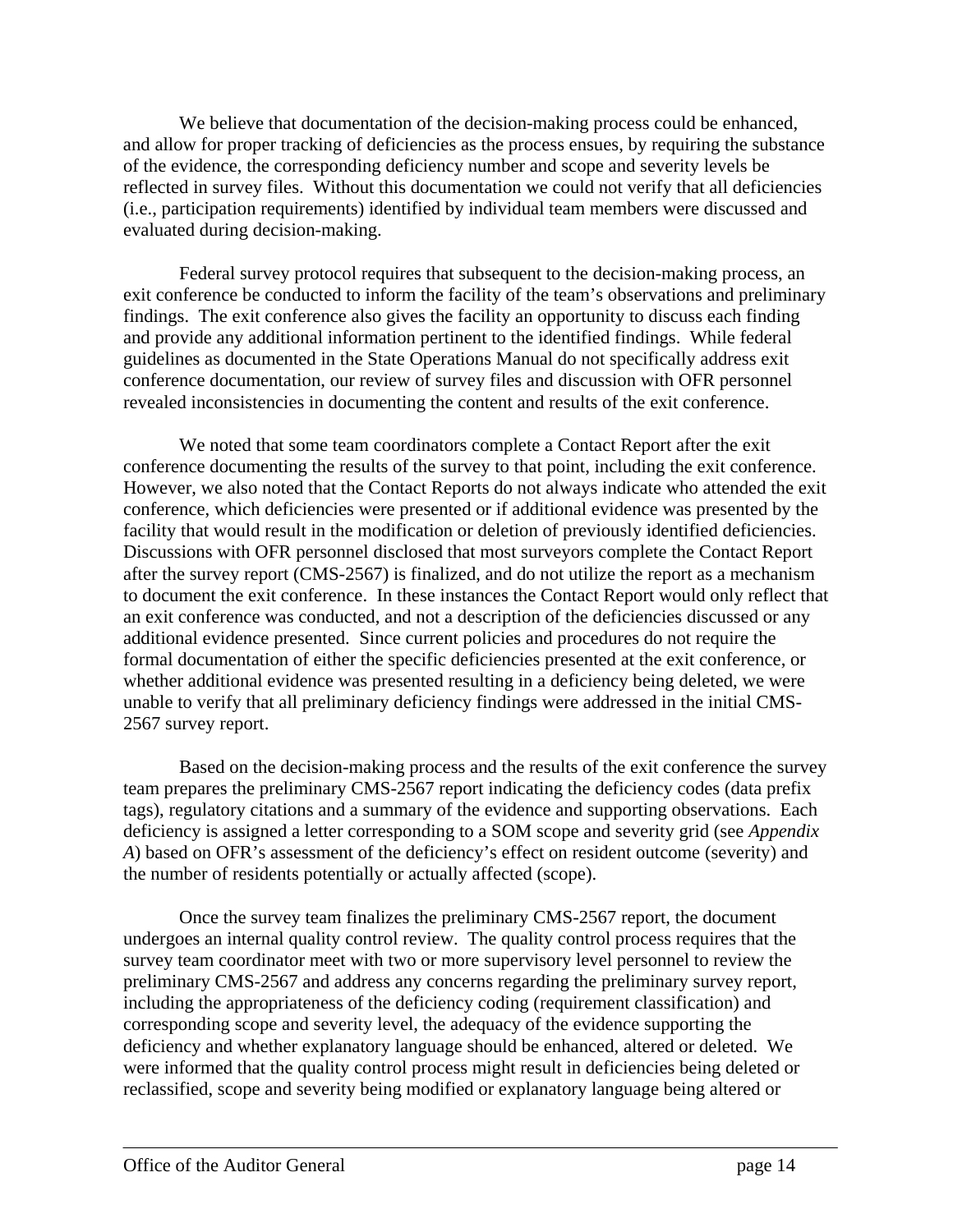We believe that documentation of the decision-making process could be enhanced, and allow for proper tracking of deficiencies as the process ensues, by requiring the substance of the evidence, the corresponding deficiency number and scope and severity levels be reflected in survey files. Without this documentation we could not verify that all deficiencies (i.e., participation requirements) identified by individual team members were discussed and evaluated during decision-making.

Federal survey protocol requires that subsequent to the decision-making process, an exit conference be conducted to inform the facility of the team's observations and preliminary findings. The exit conference also gives the facility an opportunity to discuss each finding and provide any additional information pertinent to the identified findings. While federal guidelines as documented in the State Operations Manual do not specifically address exit conference documentation, our review of survey files and discussion with OFR personnel revealed inconsistencies in documenting the content and results of the exit conference.

We noted that some team coordinators complete a Contact Report after the exit conference documenting the results of the survey to that point, including the exit conference. However, we also noted that the Contact Reports do not always indicate who attended the exit conference, which deficiencies were presented or if additional evidence was presented by the facility that would result in the modification or deletion of previously identified deficiencies. Discussions with OFR personnel disclosed that most surveyors complete the Contact Report after the survey report (CMS-2567) is finalized, and do not utilize the report as a mechanism to document the exit conference. In these instances the Contact Report would only reflect that an exit conference was conducted, and not a description of the deficiencies discussed or any additional evidence presented. Since current policies and procedures do not require the formal documentation of either the specific deficiencies presented at the exit conference, or whether additional evidence was presented resulting in a deficiency being deleted, we were unable to verify that all preliminary deficiency findings were addressed in the initial CMS-2567 survey report.

Based on the decision-making process and the results of the exit conference the survey team prepares the preliminary CMS-2567 report indicating the deficiency codes (data prefix tags), regulatory citations and a summary of the evidence and supporting observations. Each deficiency is assigned a letter corresponding to a SOM scope and severity grid (see *Appendix A*) based on OFR's assessment of the deficiency's effect on resident outcome (severity) and the number of residents potentially or actually affected (scope).

Once the survey team finalizes the preliminary CMS-2567 report, the document undergoes an internal quality control review. The quality control process requires that the survey team coordinator meet with two or more supervisory level personnel to review the preliminary CMS-2567 and address any concerns regarding the preliminary survey report, including the appropriateness of the deficiency coding (requirement classification) and corresponding scope and severity level, the adequacy of the evidence supporting the deficiency and whether explanatory language should be enhanced, altered or deleted. We were informed that the quality control process might result in deficiencies being deleted or reclassified, scope and severity being modified or explanatory language being altered or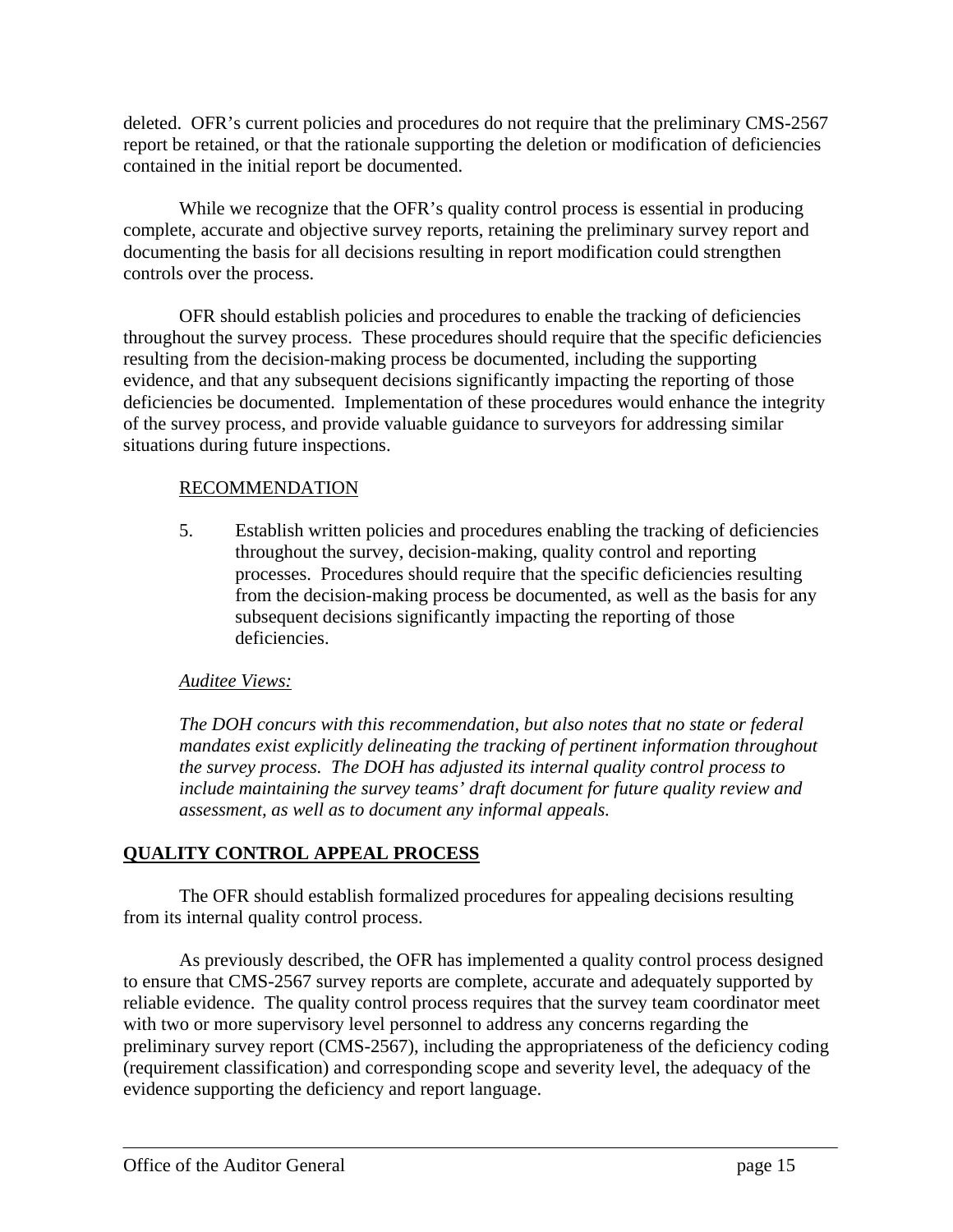deleted. OFR's current policies and procedures do not require that the preliminary CMS-2567 report be retained, or that the rationale supporting the deletion or modification of deficiencies contained in the initial report be documented.

While we recognize that the OFR's quality control process is essential in producing complete, accurate and objective survey reports, retaining the preliminary survey report and documenting the basis for all decisions resulting in report modification could strengthen controls over the process.

OFR should establish policies and procedures to enable the tracking of deficiencies throughout the survey process. These procedures should require that the specific deficiencies resulting from the decision-making process be documented, including the supporting evidence, and that any subsequent decisions significantly impacting the reporting of those deficiencies be documented. Implementation of these procedures would enhance the integrity of the survey process, and provide valuable guidance to surveyors for addressing similar situations during future inspections.

RECOMMENDATION

5. Establish written policies and procedures enabling the tracking of deficiencies throughout the survey, decision-making, quality control and reporting processes. Procedures should require that the specific deficiencies resulting from the decision-making process be documented, as well as the basis for any subsequent decisions significantly impacting the reporting of those deficiencies.

*Auditee Views:*

*The DOH concurs with this recommendation, but also notes that no state or federal mandates exist explicitly delineating the tracking of pertinent information throughout the survey process. The DOH has adjusted its internal quality control process to include maintaining the survey teams' draft document for future quality review and assessment, as well as to document any informal appeals.*

## QUALITY CONTROL APPEAL PROCESS

The OFR should establish formalized procedures for appealing decisions resulting from its internal quality control process.

As previously described, the OFR has implemented a quality control process designed to ensure that CMS-2567 survey reports are complete, accurate and adequately supported by reliable evidence. The quality control process requires that the survey team coordinator meet with two or more supervisory level personnel to address any concerns regarding the preliminary survey report (CMS-2567), including the appropriateness of the deficiency coding (requirement classification) and corresponding scope and severity level, the adequacy of the evidence supporting the deficiency and report language.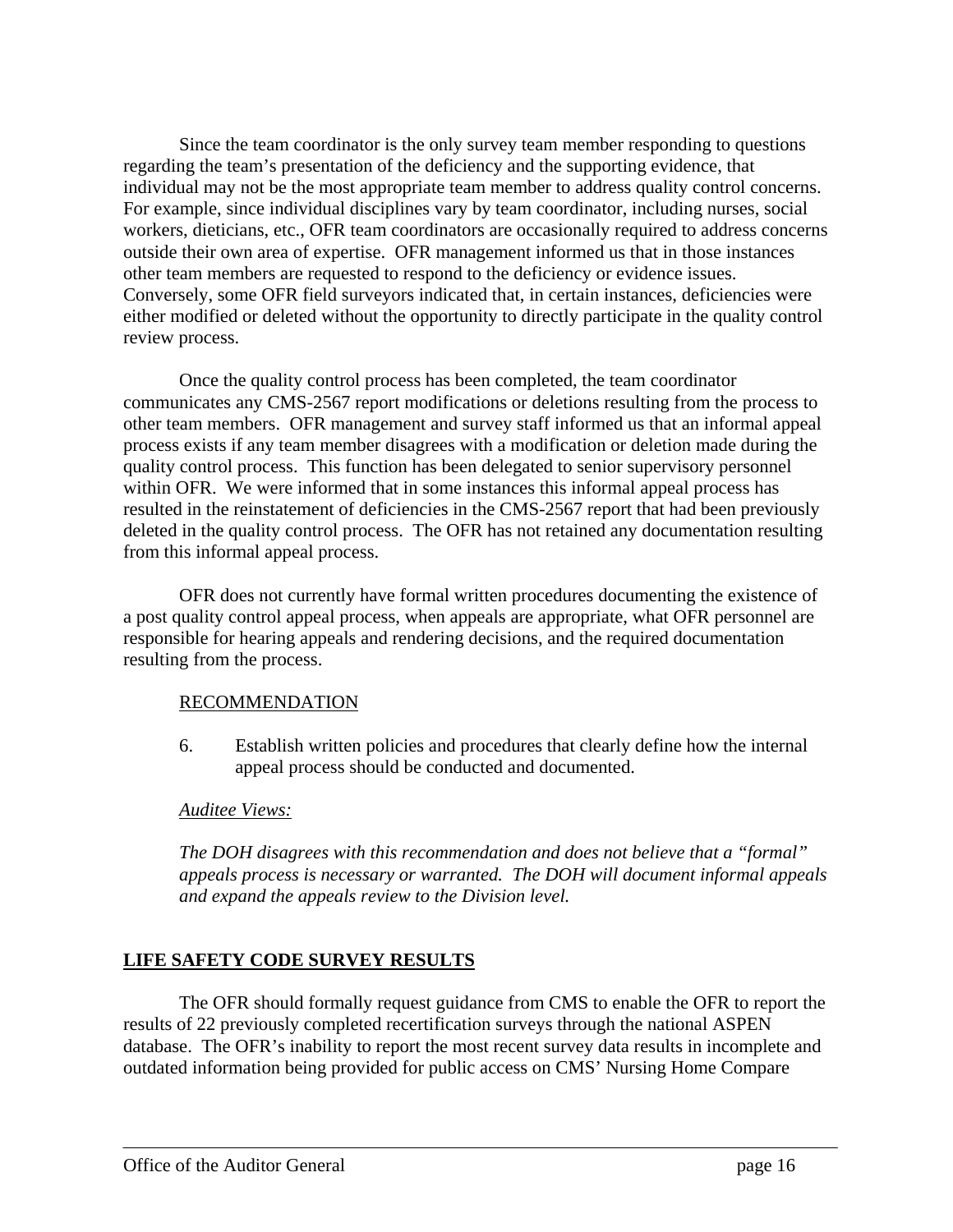Since the team coordinator is the only survey team member responding to questions regarding the team's presentation of the deficiency and the supporting evidence, that individual may not be the most appropriate team member to address quality control concerns. For example, since individual disciplines vary by team coordinator, including nurses, social workers, dieticians, etc., OFR team coordinators are occasionally required to address concerns outside their own area of expertise. OFR management informed us that in those instances other team members are requested to respond to the deficiency or evidence issues. Conversely, some OFR field surveyors indicated that, in certain instances, deficiencies were either modified or deleted without the opportunity to directly participate in the quality control review process.

Once the quality control process has been completed, the team coordinator communicates any CMS-2567 report modifications or deletions resulting from the process to other team members. OFR management and survey staff informed us that an informal appeal process exists if any team member disagrees with a modification or deletion made during the quality control process. This function has been delegated to senior supervisory personnel within OFR. We were informed that in some instances this informal appeal process has resulted in the reinstatement of deficiencies in the CMS-2567 report that had been previously deleted in the quality control process. The OFR has not retained any documentation resulting from this informal appeal process.

OFR does not currently have formal written procedures documenting the existence of a post quality control appeal process, when appeals are appropriate, what OFR personnel are responsible for hearing appeals and rendering decisions, and the required documentation resulting from the process.

RECOMMENDATION

6. Establish written policies and procedures that clearly define how the internal appeal process should be conducted and documented.

*Auditee Views:*

*The DOH disagrees with this recommendation and does not believe that a "formal" appeals process is necessary or warranted. The DOH will document informal appeals and expand the appeals review to the Division level.*

## LIFE SAFETY CODE SURVEY RESULTS

The OFR should formally request guidance from CMS to enable the OFR to report the results of 22 previously completed recertification surveys through the national ASPEN database. The OFR's inability to report the most recent survey data results in incomplete and outdated information being provided for public access on CMS' Nursing Home Compare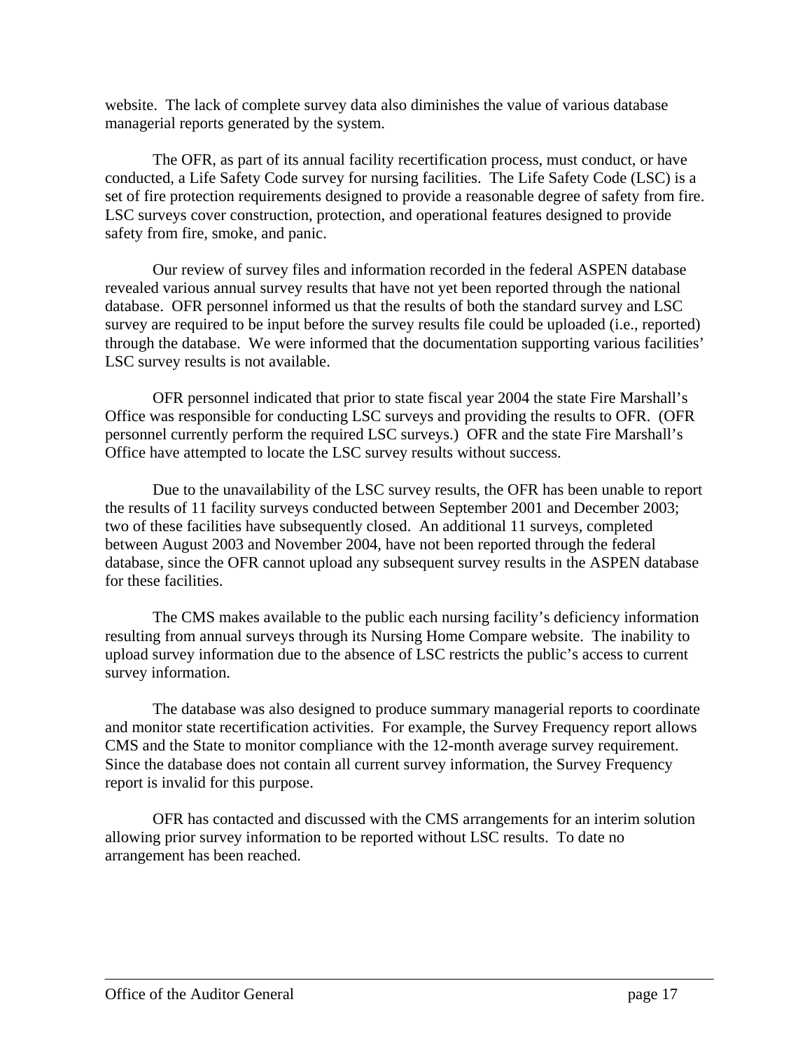website. The lack of complete survey data also diminishes the value of various database managerial reports generated by the system.

The OFR, as part of its annual facility recertification process, must conduct, or have conducted, a Life Safety Code survey for nursing facilities. The Life Safety Code (LSC) is a set of fire protection requirements designed to provide a reasonable degree of safety from fire. LSC surveys cover construction, protection, and operational features designed to provide safety from fire, smoke, and panic.

Our review of survey files and information recorded in the federal ASPEN database revealed various annual survey results that have not yet been reported through the national database. OFR personnel informed us that the results of both the standard survey and LSC survey are required to be input before the survey results file could be uploaded (i.e., reported) through the database. We were informed that the documentation supporting various facilities' LSC survey results is not available.

OFR personnel indicated that prior to state fiscal year 2004 the state Fire Marshall's Office was responsible for conducting LSC surveys and providing the results to OFR. (OFR personnel currently perform the required LSC surveys.) OFR and the state Fire Marshall's Office have attempted to locate the LSC survey results without success.

Due to the unavailability of the LSC survey results, the OFR has been unable to report the results of 11 facility surveys conducted between September 2001 and December 2003; two of these facilities have subsequently closed. An additional 11 surveys, completed between August 2003 and November 2004, have not been reported through the federal database, since the OFR cannot upload any subsequent survey results in the ASPEN database for these facilities.

The CMS makes available to the public each nursing facility's deficiency information resulting from annual surveys through its Nursing Home Compare website. The inability to upload survey information due to the absence of LSC restricts the public's access to current survey information.

The database was also designed to produce summary managerial reports to coordinate and monitor state recertification activities. For example, the Survey Frequency report allows CMS and the State to monitor compliance with the 12-month average survey requirement. Since the database does not contain all current survey information, the Survey Frequency report is invalid for this purpose.

OFR has contacted and discussed with the CMS arrangements for an interim solution allowing prior survey information to be reported without LSC results. To date no arrangement has been reached.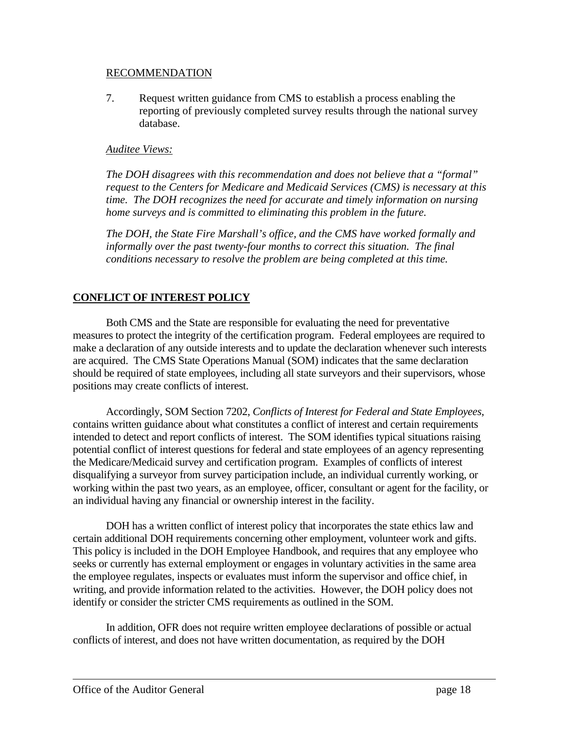RECOMMENDATION

7. Request written guidance from CMS to establish a process enabling the reporting of previously completed survey results through the national survey database.

*Auditee Views:*

*The DOH disagrees with this recommendation and does not believe that a "formal" request to the Centers for Medicare and Medicaid Services (CMS) is necessary at this time. The DOH recognizes the need for accurate and timely information on nursing home surveys and is committed to eliminating this problem in the future.*

*The DOH, the State Fire Marshall's office, and the CMS have worked formally and informally over the past twenty-four months to correct this situation. The final conditions necessary to resolve the problem are being completed at this time.*

## CONFLICT OF INTEREST POLICY

Both CMS and the State are responsible for evaluating the need for preventative measures to protect the integrity of the certification program. Federal employees are required to make a declaration of any outside interests and to update the declaration whenever such interests are acquired. The CMS State Operations Manual (SOM) indicates that the same declaration should be required of state employees, including all state surveyors and their supervisors, whose positions may create conflicts of interest.

Accordingly, SOM Section 7202, *Conflicts of Interest for Federal and State Employees*, contains written guidance about what constitutes a conflict of interest and certain requirements intended to detect and report conflicts of interest. The SOM identifies typical situations raising potential conflict of interest questions for federal and state employees of an agency representing the Medicare/Medicaid survey and certification program. Examples of conflicts of interest disqualifying a surveyor from survey participation include, an individual currently working, or working within the past two years, as an employee, officer, consultant or agent for the facility, or an individual having any financial or ownership interest in the facility.

DOH has a written conflict of interest policy that incorporates the state ethics law and certain additional DOH requirements concerning other employment, volunteer work and gifts. This policy is included in the DOH Employee Handbook, and requires that any employee who seeks or currently has external employment or engages in voluntary activities in the same area the employee regulates, inspects or evaluates must inform the supervisor and office chief, in writing, and provide information related to the activities. However, the DOH policy does not identify or consider the stricter CMS requirements as outlined in the SOM.

In addition, OFR does not require written employee declarations of possible or actual conflicts of interest, and does not have written documentation, as required by the DOH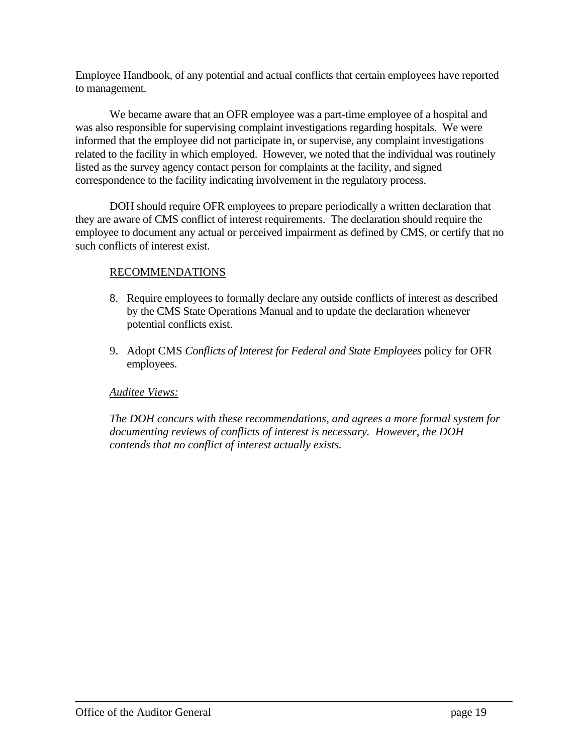Employee Handbook, of any potential and actual conflicts that certain employees have reported to management.

We became aware that an OFR employee was a part-time employee of a hospital and was also responsible for supervising complaint investigations regarding hospitals. We were informed that the employee did not participate in, or supervise, any complaint investigations related to the facility in which employed. However, we noted that the individual was routinely listed as the survey agency contact person for complaints at the facility, and signed correspondence to the facility indicating involvement in the regulatory process.

DOH should require OFR employees to prepare periodically a written declaration that they are aware of CMS conflict of interest requirements. The declaration should require the employee to document any actual or perceived impairment as defined by CMS, or certify that no such conflicts of interest exist.

<u>RECOMMENDATIONS</u>

8. Require employees to formally declare any outside conflicts of interest as described by the CMS State Operations Manual and to update the declaration whenever potential conflicts exist.

9. Adopt CMS *Conflicts of Interest for Federal and State Employees* policy for OFR employees.

<u>*Auditee Views:*</u>

*The DOH concurs with these recommendations, and agrees a more formal system for documenting reviews of conflicts of interest is necessary. However, the DOH contends that no conflict of interest actually exists.*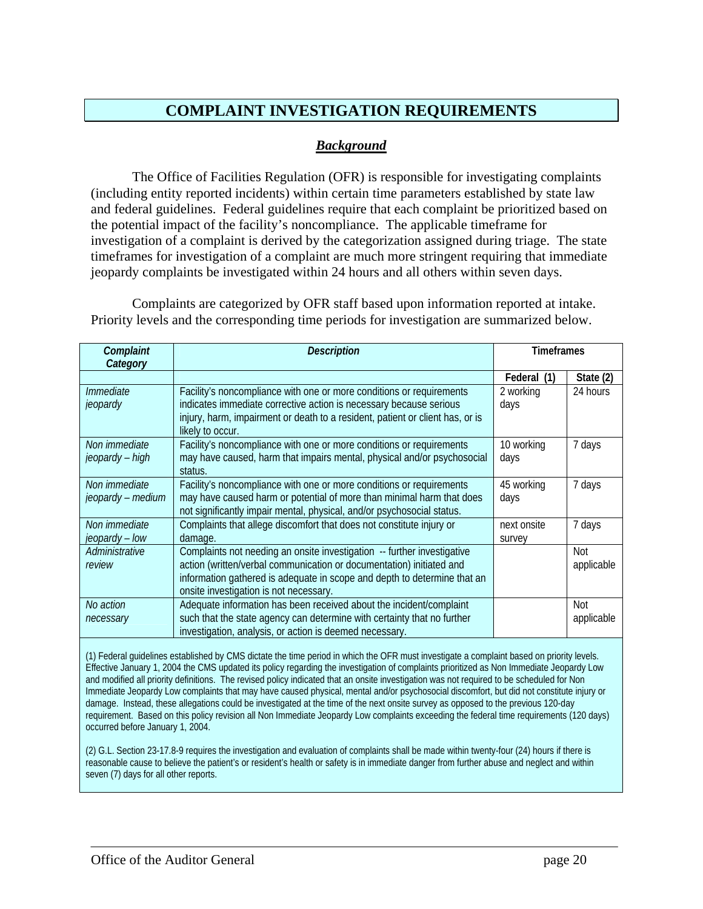# COMPLAINT INVESTIGATION REQUIREMENTS

## *Background*

The Office of Facilities Regulation (OFR) is responsible for investigating complaints (including entity reported incidents) within certain time parameters established by state law and federal guidelines. Federal guidelines require that each complaint be prioritized based on the potential impact of the facility's noncompliance. The applicable timeframe for investigation of a complaint is derived by the categorization assigned during triage. The state timeframes for investigation of a complaint are much more stringent requiring that immediate jeopardy complaints be investigated within 24 hours and all others within seven days.

Complaints are categorized by OFR staff based upon information reported at intake. Priority levels and the corresponding time periods for investigation are summarized below.

| *Complaint Category* | *Description* | Timeframes | |
|---|---|---|---|
| | | Federal (1) | State (2) |
| *Immediate jeopardy* | Facility's noncompliance with one or more conditions or requirements indicates immediate corrective action is necessary because serious injury, harm, impairment or death to a resident, patient or client has, or is likely to occur. | 2 working days | 24 hours |
| *Non immediate jeopardy – high* | Facility's noncompliance with one or more conditions or requirements may have caused, harm that impairs mental, physical and/or psychosocial status. | 10 working days | 7 days |
| *Non immediate jeopardy – medium* | Facility's noncompliance with one or more conditions or requirements may have caused harm or potential of more than minimal harm that does not significantly impair mental, physical, and/or psychosocial status. | 45 working days | 7 days |
| *Non immediate jeopardy – low* | Complaints that allege discomfort that does not constitute injury or damage. | next onsite survey | 7 days |
| *Administrative review* | Complaints not needing an onsite investigation -- further investigative action (written/verbal communication or documentation) initiated and information gathered is adequate in scope and depth to determine that an onsite investigation is not necessary. | | Not applicable |
| *No action necessary* | Adequate information has been received about the incident/complaint such that the state agency can determine with certainty that no further investigation, analysis, or action is deemed necessary. | | Not applicable |

(1) Federal guidelines established by CMS dictate the time period in which the OFR must investigate a complaint based on priority levels. Effective January 1, 2004 the CMS updated its policy regarding the investigation of complaints prioritized as Non Immediate Jeopardy Low and modified all priority definitions. The revised policy indicated that an onsite investigation was not required to be scheduled for Non Immediate Jeopardy Low complaints that may have caused physical, mental and/or psychosocial discomfort, but did not constitute injury or damage. Instead, these allegations could be investigated at the time of the next onsite survey as opposed to the previous 120-day requirement. Based on this policy revision all Non Immediate Jeopardy Low complaints exceeding the federal time requirements (120 days) occurred before January 1, 2004.

(2) G.L. Section 23-17.8-9 requires the investigation and evaluation of complaints shall be made within twenty-four (24) hours if there is reasonable cause to believe the patient's or resident's health or safety is in immediate danger from further abuse and neglect and within seven (7) days for all other reports.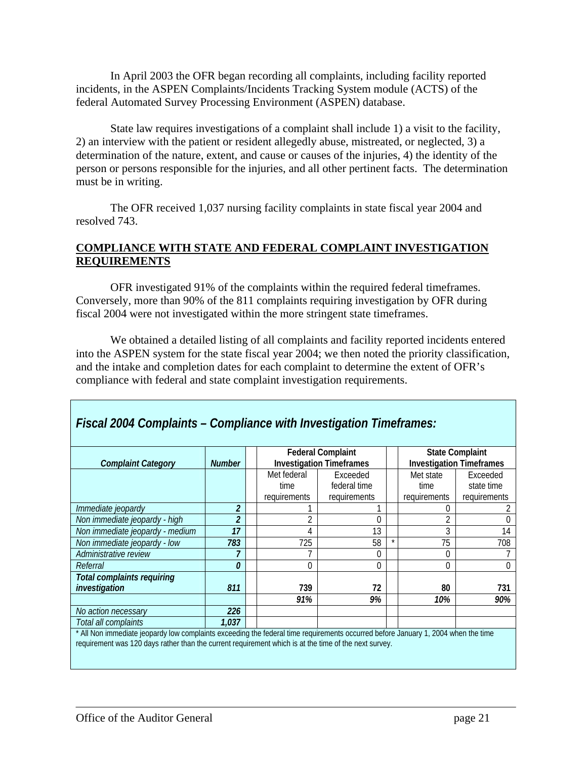In April 2003 the OFR began recording all complaints, including facility reported incidents, in the ASPEN Complaints/Incidents Tracking System module (ACTS) of the federal Automated Survey Processing Environment (ASPEN) database.

State law requires investigations of a complaint shall include 1) a visit to the facility, 2) an interview with the patient or resident allegedly abuse, mistreated, or neglected, 3) a determination of the nature, extent, and cause or causes of the injuries, 4) the identity of the person or persons responsible for the injuries, and all other pertinent facts. The determination must be in writing.

The OFR received 1,037 nursing facility complaints in state fiscal year 2004 and resolved 743.

## COMPLIANCE WITH STATE AND FEDERAL COMPLAINT INVESTIGATION REQUIREMENTS

OFR investigated 91% of the complaints within the required federal timeframes. Conversely, more than 90% of the 811 complaints requiring investigation by OFR during fiscal 2004 were not investigated within the more stringent state timeframes.

We obtained a detailed listing of all complaints and facility reported incidents entered into the ASPEN system for the state fiscal year 2004; we then noted the priority classification, and the intake and completion dates for each complaint to determine the extent of OFR's compliance with federal and state complaint investigation requirements.

### *Fiscal 2004 Complaints – Compliance with Investigation Timeframes:*

| *Complaint Category* | *Number* | Federal Complaint Investigation Timeframes | | | State Complaint Investigation Timeframes | |
|---|---|---|---|---|---|---|
| | | Met federal time requirements | Exceeded federal time requirements | | Met state time requirements | Exceeded state time requirements |
| *Immediate jeopardy* | *2* | 1 | 1 | | 0 | 2 |
| *Non immediate jeopardy - high* | *2* | 2 | 0 | | 2 | 0 |
| *Non immediate jeopardy - medium* | *17* | 4 | 13 | | 3 | 14 |
| *Non immediate jeopardy - low* | *783* | 725 | 58 | * | 75 | 708 |
| *Administrative review* | *7* | 7 | 0 | | 0 | 7 |
| *Referral* | *0* | 0 | 0 | | 0 | 0 |
| ***Total complaints requiring investigation*** | **811** | **739** | **72** | | **80** | **731** |
| | | ***91%*** | ***9%*** | | ***10%*** | ***90%*** |
| *No action necessary* | *226* | | | | | |
| *Total all complaints* | *1,037* | | | | | |

\* All Non immediate jeopardy low complaints exceeding the federal time requirements occurred before January 1, 2004 when the time requirement was 120 days rather than the current requirement which is at the time of the next survey.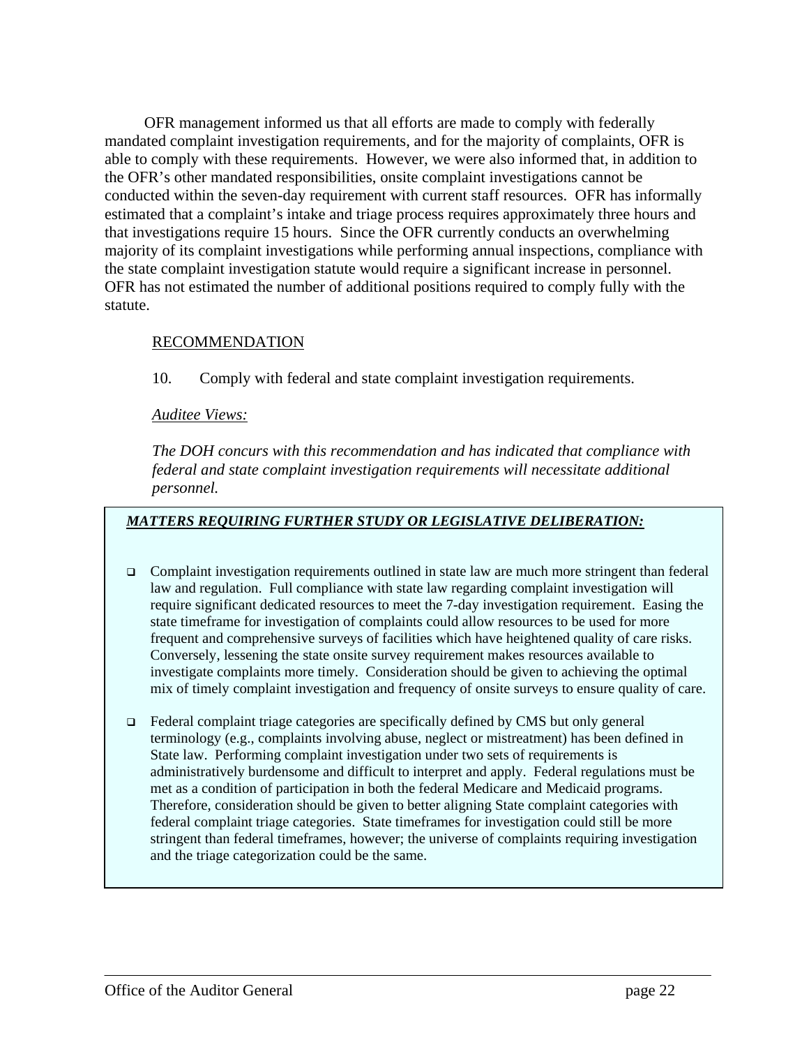OFR management informed us that all efforts are made to comply with federally mandated complaint investigation requirements, and for the majority of complaints, OFR is able to comply with these requirements. However, we were also informed that, in addition to the OFR's other mandated responsibilities, onsite complaint investigations cannot be conducted within the seven-day requirement with current staff resources. OFR has informally estimated that a complaint's intake and triage process requires approximately three hours and that investigations require 15 hours. Since the OFR currently conducts an overwhelming majority of its complaint investigations while performing annual inspections, compliance with the state complaint investigation statute would require a significant increase in personnel. OFR has not estimated the number of additional positions required to comply fully with the statute.

RECOMMENDATION

10. Comply with federal and state complaint investigation requirements.

*Auditee Views:*

*The DOH concurs with this recommendation and has indicated that compliance with federal and state complaint investigation requirements will necessitate additional personnel.*

***MATTERS REQUIRING FURTHER STUDY OR LEGISLATIVE DELIBERATION:***

- Complaint investigation requirements outlined in state law are much more stringent than federal law and regulation. Full compliance with state law regarding complaint investigation will require significant dedicated resources to meet the 7-day investigation requirement. Easing the state timeframe for investigation of complaints could allow resources to be used for more frequent and comprehensive surveys of facilities which have heightened quality of care risks. Conversely, lessening the state onsite survey requirement makes resources available to investigate complaints more timely. Consideration should be given to achieving the optimal mix of timely complaint investigation and frequency of onsite surveys to ensure quality of care.

- Federal complaint triage categories are specifically defined by CMS but only general terminology (e.g., complaints involving abuse, neglect or mistreatment) has been defined in State law. Performing complaint investigation under two sets of requirements is administratively burdensome and difficult to interpret and apply. Federal regulations must be met as a condition of participation in both the federal Medicare and Medicaid programs. Therefore, consideration should be given to better aligning State complaint categories with federal complaint triage categories. State timeframes for investigation could still be more stringent than federal timeframes, however; the universe of complaints requiring investigation and the triage categorization could be the same.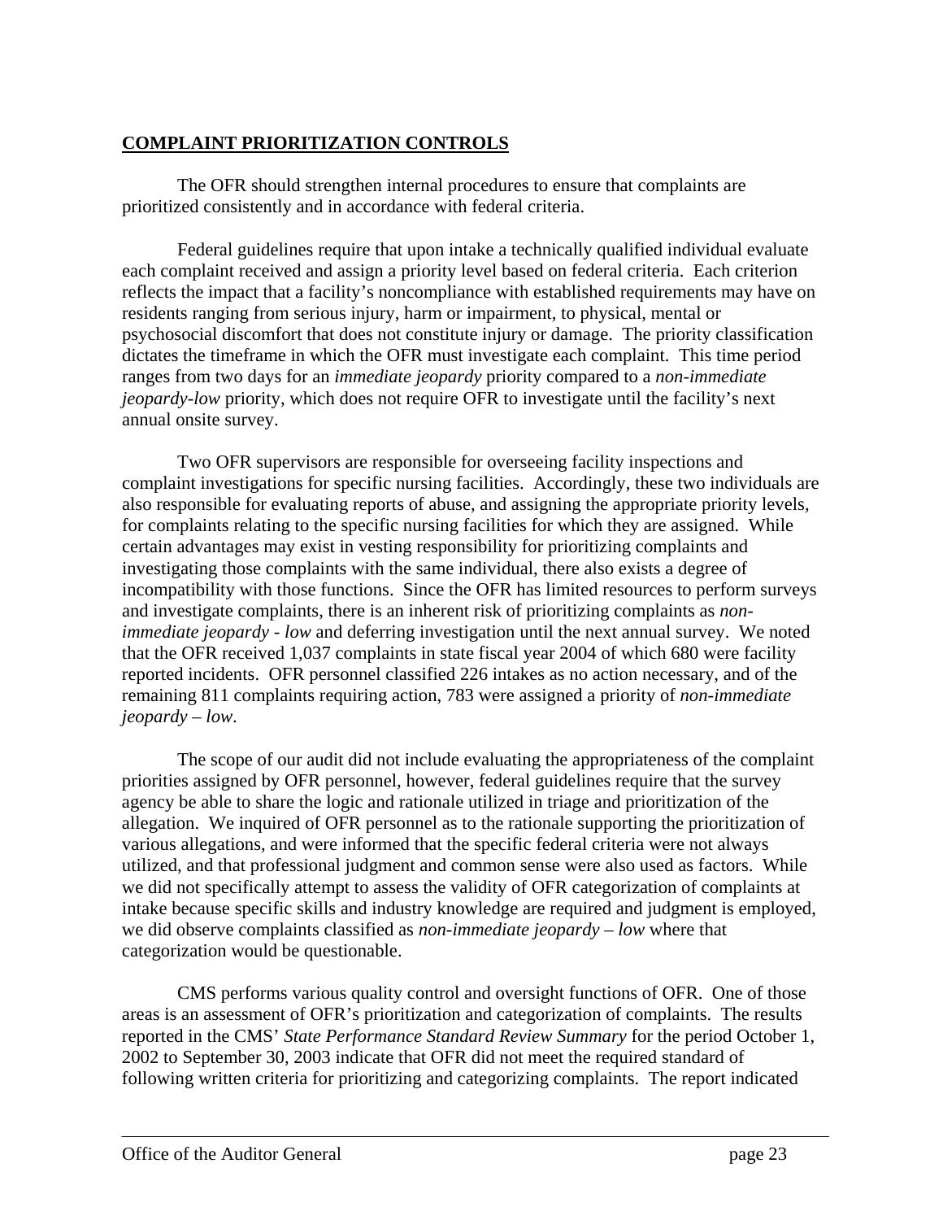## COMPLAINT PRIORITIZATION CONTROLS

The OFR should strengthen internal procedures to ensure that complaints are prioritized consistently and in accordance with federal criteria.

Federal guidelines require that upon intake a technically qualified individual evaluate each complaint received and assign a priority level based on federal criteria. Each criterion reflects the impact that a facility's noncompliance with established requirements may have on residents ranging from serious injury, harm or impairment, to physical, mental or psychosocial discomfort that does not constitute injury or damage. The priority classification dictates the timeframe in which the OFR must investigate each complaint. This time period ranges from two days for an *immediate jeopardy* priority compared to a *non-immediate jeopardy-low* priority, which does not require OFR to investigate until the facility's next annual onsite survey.

Two OFR supervisors are responsible for overseeing facility inspections and complaint investigations for specific nursing facilities. Accordingly, these two individuals are also responsible for evaluating reports of abuse, and assigning the appropriate priority levels, for complaints relating to the specific nursing facilities for which they are assigned. While certain advantages may exist in vesting responsibility for prioritizing complaints and investigating those complaints with the same individual, there also exists a degree of incompatibility with those functions. Since the OFR has limited resources to perform surveys and investigate complaints, there is an inherent risk of prioritizing complaints as *non-immediate jeopardy - low* and deferring investigation until the next annual survey. We noted that the OFR received 1,037 complaints in state fiscal year 2004 of which 680 were facility reported incidents. OFR personnel classified 226 intakes as no action necessary, and of the remaining 811 complaints requiring action, 783 were assigned a priority of *non-immediate jeopardy – low*.

The scope of our audit did not include evaluating the appropriateness of the complaint priorities assigned by OFR personnel, however, federal guidelines require that the survey agency be able to share the logic and rationale utilized in triage and prioritization of the allegation. We inquired of OFR personnel as to the rationale supporting the prioritization of various allegations, and were informed that the specific federal criteria were not always utilized, and that professional judgment and common sense were also used as factors. While we did not specifically attempt to assess the validity of OFR categorization of complaints at intake because specific skills and industry knowledge are required and judgment is employed, we did observe complaints classified as *non-immediate jeopardy – low* where that categorization would be questionable.

CMS performs various quality control and oversight functions of OFR. One of those areas is an assessment of OFR's prioritization and categorization of complaints. The results reported in the CMS' *State Performance Standard Review Summary* for the period October 1, 2002 to September 30, 2003 indicate that OFR did not meet the required standard of following written criteria for prioritizing and categorizing complaints. The report indicated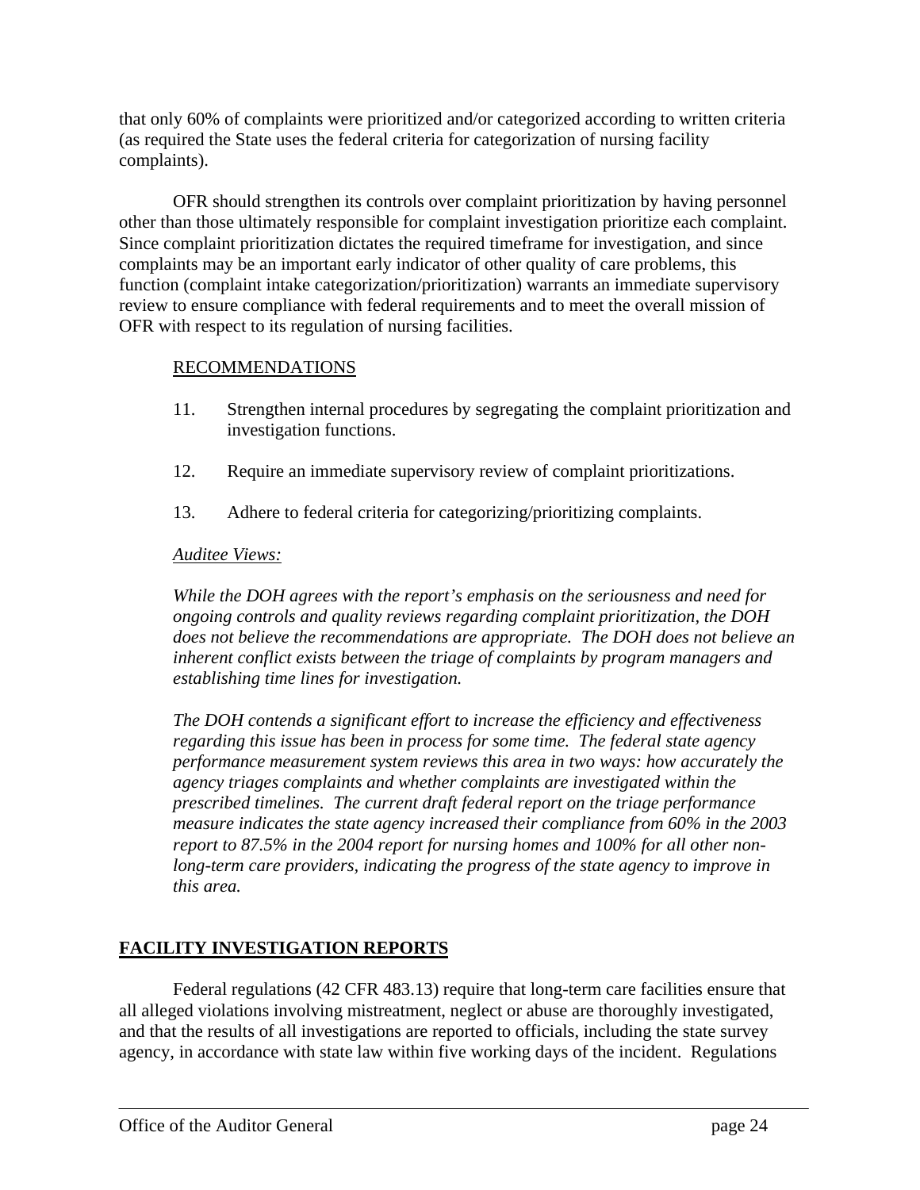that only 60% of complaints were prioritized and/or categorized according to written criteria (as required the State uses the federal criteria for categorization of nursing facility complaints).

OFR should strengthen its controls over complaint prioritization by having personnel other than those ultimately responsible for complaint investigation prioritize each complaint. Since complaint prioritization dictates the required timeframe for investigation, and since complaints may be an important early indicator of other quality of care problems, this function (complaint intake categorization/prioritization) warrants an immediate supervisory review to ensure compliance with federal requirements and to meet the overall mission of OFR with respect to its regulation of nursing facilities.

RECOMMENDATIONS

11. Strengthen internal procedures by segregating the complaint prioritization and investigation functions.

12. Require an immediate supervisory review of complaint prioritizations.

13. Adhere to federal criteria for categorizing/prioritizing complaints.

*Auditee Views:*

*While the DOH agrees with the report's emphasis on the seriousness and need for ongoing controls and quality reviews regarding complaint prioritization, the DOH does not believe the recommendations are appropriate. The DOH does not believe an inherent conflict exists between the triage of complaints by program managers and establishing time lines for investigation.*

*The DOH contends a significant effort to increase the efficiency and effectiveness regarding this issue has been in process for some time. The federal state agency performance measurement system reviews this area in two ways: how accurately the agency triages complaints and whether complaints are investigated within the prescribed timelines. The current draft federal report on the triage performance measure indicates the state agency increased their compliance from 60% in the 2003 report to 87.5% in the 2004 report for nursing homes and 100% for all other non-long-term care providers, indicating the progress of the state agency to improve in this area.*

## FACILITY INVESTIGATION REPORTS

Federal regulations (42 CFR 483.13) require that long-term care facilities ensure that all alleged violations involving mistreatment, neglect or abuse are thoroughly investigated, and that the results of all investigations are reported to officials, including the state survey agency, in accordance with state law within five working days of the incident. Regulations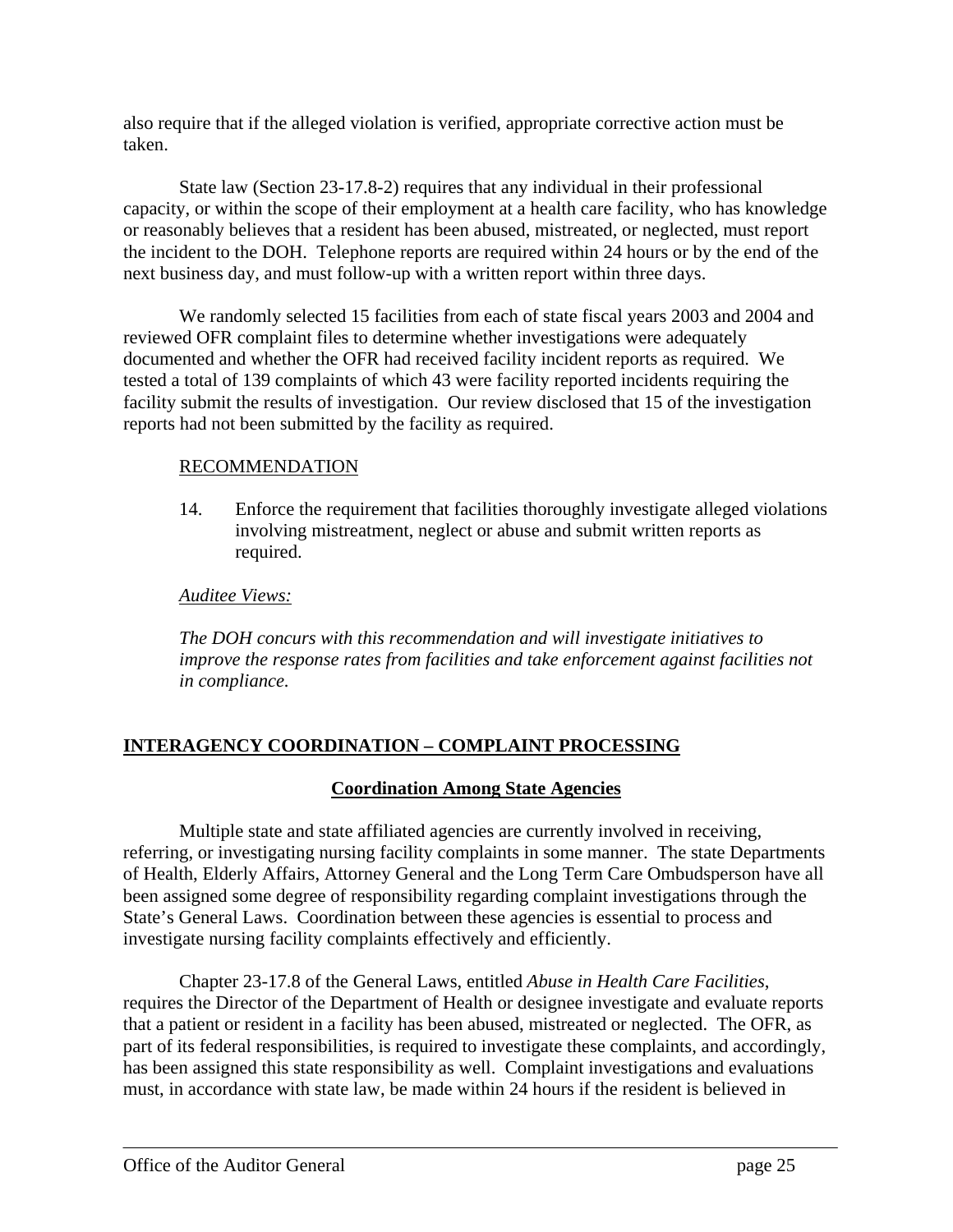also require that if the alleged violation is verified, appropriate corrective action must be taken.

State law (Section 23-17.8-2) requires that any individual in their professional capacity, or within the scope of their employment at a health care facility, who has knowledge or reasonably believes that a resident has been abused, mistreated, or neglected, must report the incident to the DOH. Telephone reports are required within 24 hours or by the end of the next business day, and must follow-up with a written report within three days.

We randomly selected 15 facilities from each of state fiscal years 2003 and 2004 and reviewed OFR complaint files to determine whether investigations were adequately documented and whether the OFR had received facility incident reports as required. We tested a total of 139 complaints of which 43 were facility reported incidents requiring the facility submit the results of investigation. Our review disclosed that 15 of the investigation reports had not been submitted by the facility as required.

<u>RECOMMENDATION</u>

14. Enforce the requirement that facilities thoroughly investigate alleged violations involving mistreatment, neglect or abuse and submit written reports as required.

*Auditee Views:*

*The DOH concurs with this recommendation and will investigate initiatives to improve the response rates from facilities and take enforcement against facilities not in compliance.*

## INTERAGENCY COORDINATION – COMPLAINT PROCESSING

### Coordination Among State Agencies

Multiple state and state affiliated agencies are currently involved in receiving, referring, or investigating nursing facility complaints in some manner. The state Departments of Health, Elderly Affairs, Attorney General and the Long Term Care Ombudsperson have all been assigned some degree of responsibility regarding complaint investigations through the State's General Laws. Coordination between these agencies is essential to process and investigate nursing facility complaints effectively and efficiently.

Chapter 23-17.8 of the General Laws, entitled *Abuse in Health Care Facilities*, requires the Director of the Department of Health or designee investigate and evaluate reports that a patient or resident in a facility has been abused, mistreated or neglected. The OFR, as part of its federal responsibilities, is required to investigate these complaints, and accordingly, has been assigned this state responsibility as well. Complaint investigations and evaluations must, in accordance with state law, be made within 24 hours if the resident is believed in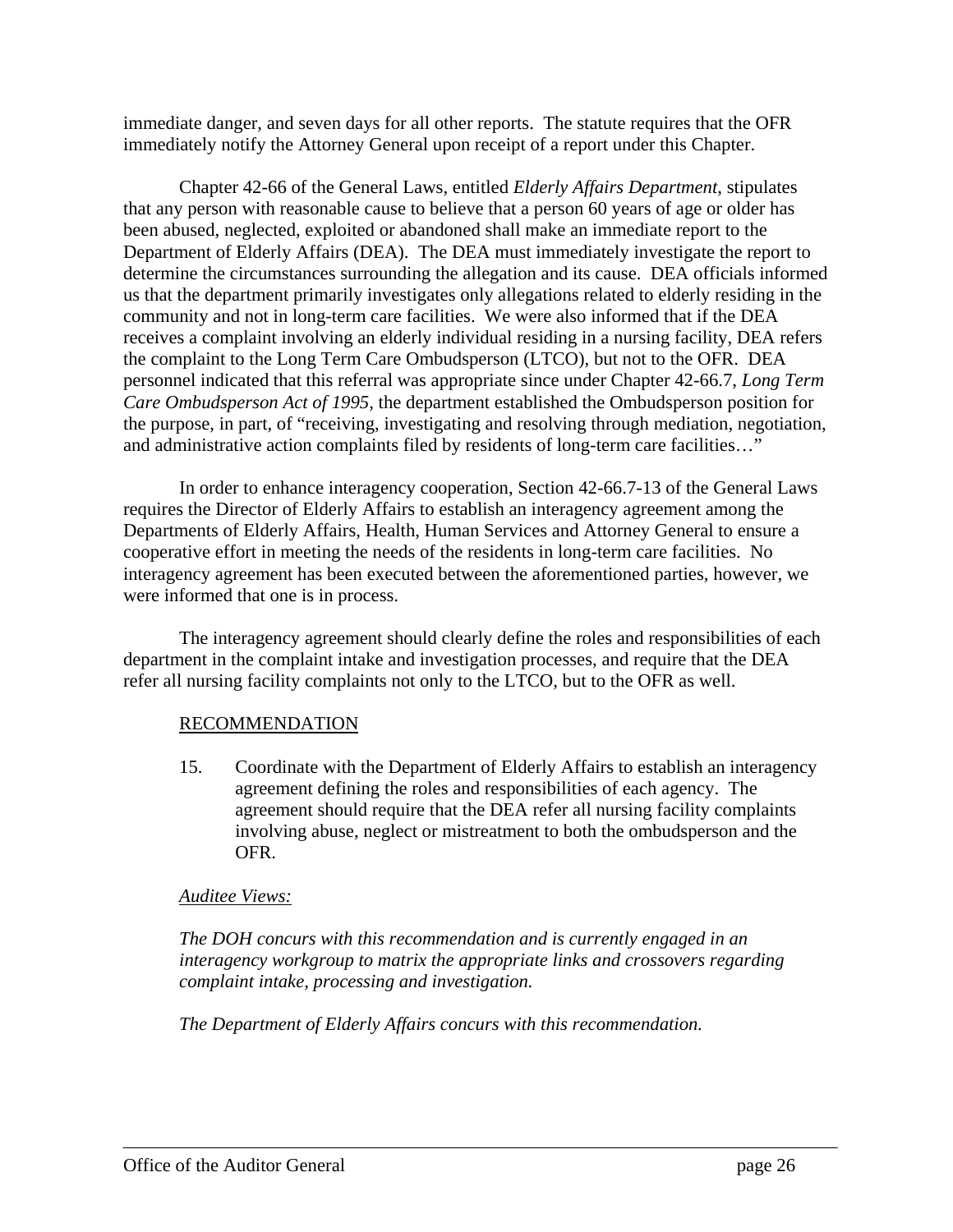immediate danger, and seven days for all other reports. The statute requires that the OFR immediately notify the Attorney General upon receipt of a report under this Chapter.

Chapter 42-66 of the General Laws, entitled *Elderly Affairs Department*, stipulates that any person with reasonable cause to believe that a person 60 years of age or older has been abused, neglected, exploited or abandoned shall make an immediate report to the Department of Elderly Affairs (DEA). The DEA must immediately investigate the report to determine the circumstances surrounding the allegation and its cause. DEA officials informed us that the department primarily investigates only allegations related to elderly residing in the community and not in long-term care facilities. We were also informed that if the DEA receives a complaint involving an elderly individual residing in a nursing facility, DEA refers the complaint to the Long Term Care Ombudsperson (LTCO), but not to the OFR. DEA personnel indicated that this referral was appropriate since under Chapter 42-66.7, *Long Term Care Ombudsperson Act of 1995*, the department established the Ombudsperson position for the purpose, in part, of "receiving, investigating and resolving through mediation, negotiation, and administrative action complaints filed by residents of long-term care facilities…"

In order to enhance interagency cooperation, Section 42-66.7-13 of the General Laws requires the Director of Elderly Affairs to establish an interagency agreement among the Departments of Elderly Affairs, Health, Human Services and Attorney General to ensure a cooperative effort in meeting the needs of the residents in long-term care facilities. No interagency agreement has been executed between the aforementioned parties, however, we were informed that one is in process.

The interagency agreement should clearly define the roles and responsibilities of each department in the complaint intake and investigation processes, and require that the DEA refer all nursing facility complaints not only to the LTCO, but to the OFR as well.

<u>RECOMMENDATION</u>

15. Coordinate with the Department of Elderly Affairs to establish an interagency agreement defining the roles and responsibilities of each agency. The agreement should require that the DEA refer all nursing facility complaints involving abuse, neglect or mistreatment to both the ombudsperson and the OFR.

*<u>Auditee Views:</u>*

*The DOH concurs with this recommendation and is currently engaged in an interagency workgroup to matrix the appropriate links and crossovers regarding complaint intake, processing and investigation.*

*The Department of Elderly Affairs concurs with this recommendation.*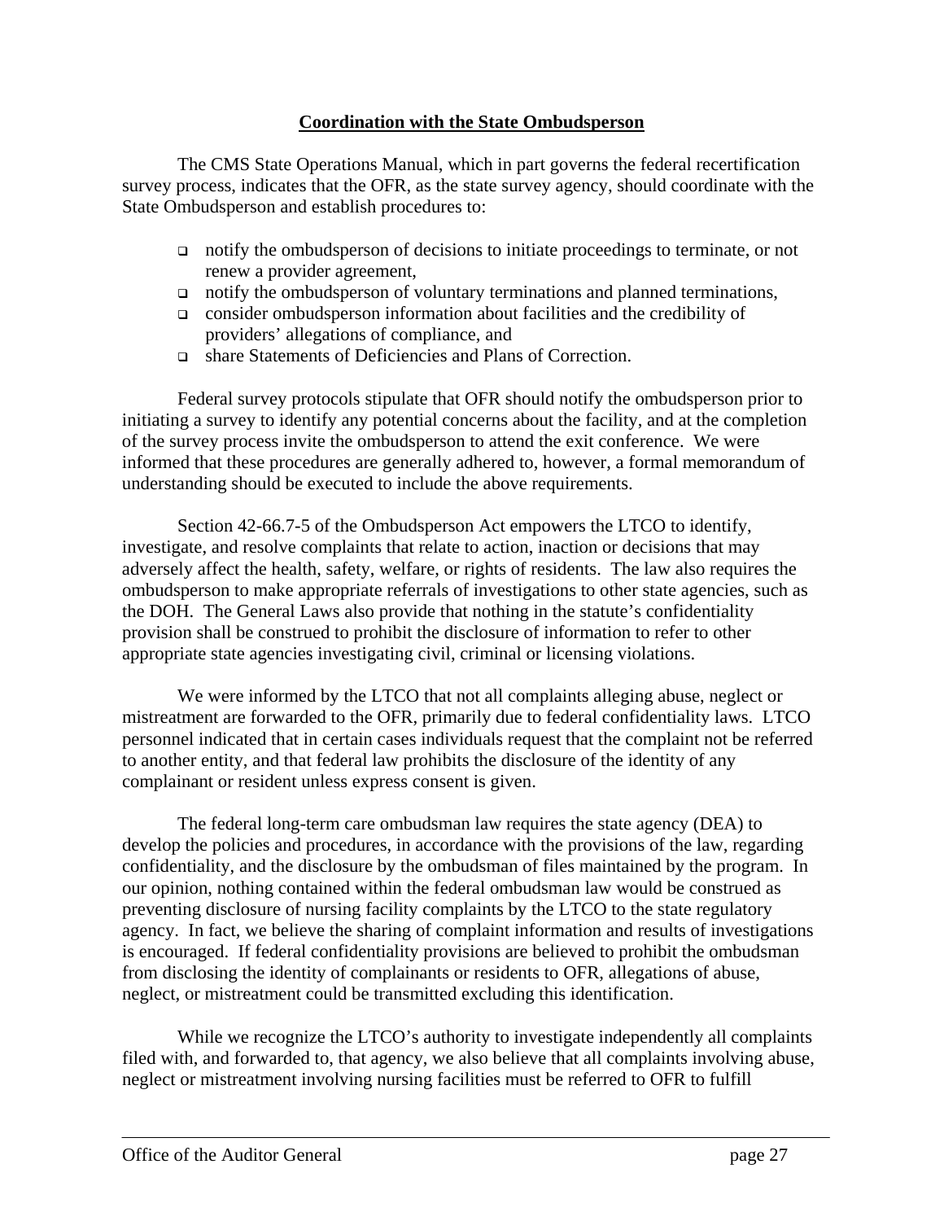## Coordination with the State Ombudsperson

The CMS State Operations Manual, which in part governs the federal recertification survey process, indicates that the OFR, as the state survey agency, should coordinate with the State Ombudsperson and establish procedures to:

- notify the ombudsperson of decisions to initiate proceedings to terminate, or not renew a provider agreement,
- notify the ombudsperson of voluntary terminations and planned terminations,
- consider ombudsperson information about facilities and the credibility of providers' allegations of compliance, and
- share Statements of Deficiencies and Plans of Correction.

Federal survey protocols stipulate that OFR should notify the ombudsperson prior to initiating a survey to identify any potential concerns about the facility, and at the completion of the survey process invite the ombudsperson to attend the exit conference. We were informed that these procedures are generally adhered to, however, a formal memorandum of understanding should be executed to include the above requirements.

Section 42-66.7-5 of the Ombudsperson Act empowers the LTCO to identify, investigate, and resolve complaints that relate to action, inaction or decisions that may adversely affect the health, safety, welfare, or rights of residents. The law also requires the ombudsperson to make appropriate referrals of investigations to other state agencies, such as the DOH. The General Laws also provide that nothing in the statute's confidentiality provision shall be construed to prohibit the disclosure of information to refer to other appropriate state agencies investigating civil, criminal or licensing violations.

We were informed by the LTCO that not all complaints alleging abuse, neglect or mistreatment are forwarded to the OFR, primarily due to federal confidentiality laws. LTCO personnel indicated that in certain cases individuals request that the complaint not be referred to another entity, and that federal law prohibits the disclosure of the identity of any complainant or resident unless express consent is given.

The federal long-term care ombudsman law requires the state agency (DEA) to develop the policies and procedures, in accordance with the provisions of the law, regarding confidentiality, and the disclosure by the ombudsman of files maintained by the program. In our opinion, nothing contained within the federal ombudsman law would be construed as preventing disclosure of nursing facility complaints by the LTCO to the state regulatory agency. In fact, we believe the sharing of complaint information and results of investigations is encouraged. If federal confidentiality provisions are believed to prohibit the ombudsman from disclosing the identity of complainants or residents to OFR, allegations of abuse, neglect, or mistreatment could be transmitted excluding this identification.

While we recognize the LTCO's authority to investigate independently all complaints filed with, and forwarded to, that agency, we also believe that all complaints involving abuse, neglect or mistreatment involving nursing facilities must be referred to OFR to fulfill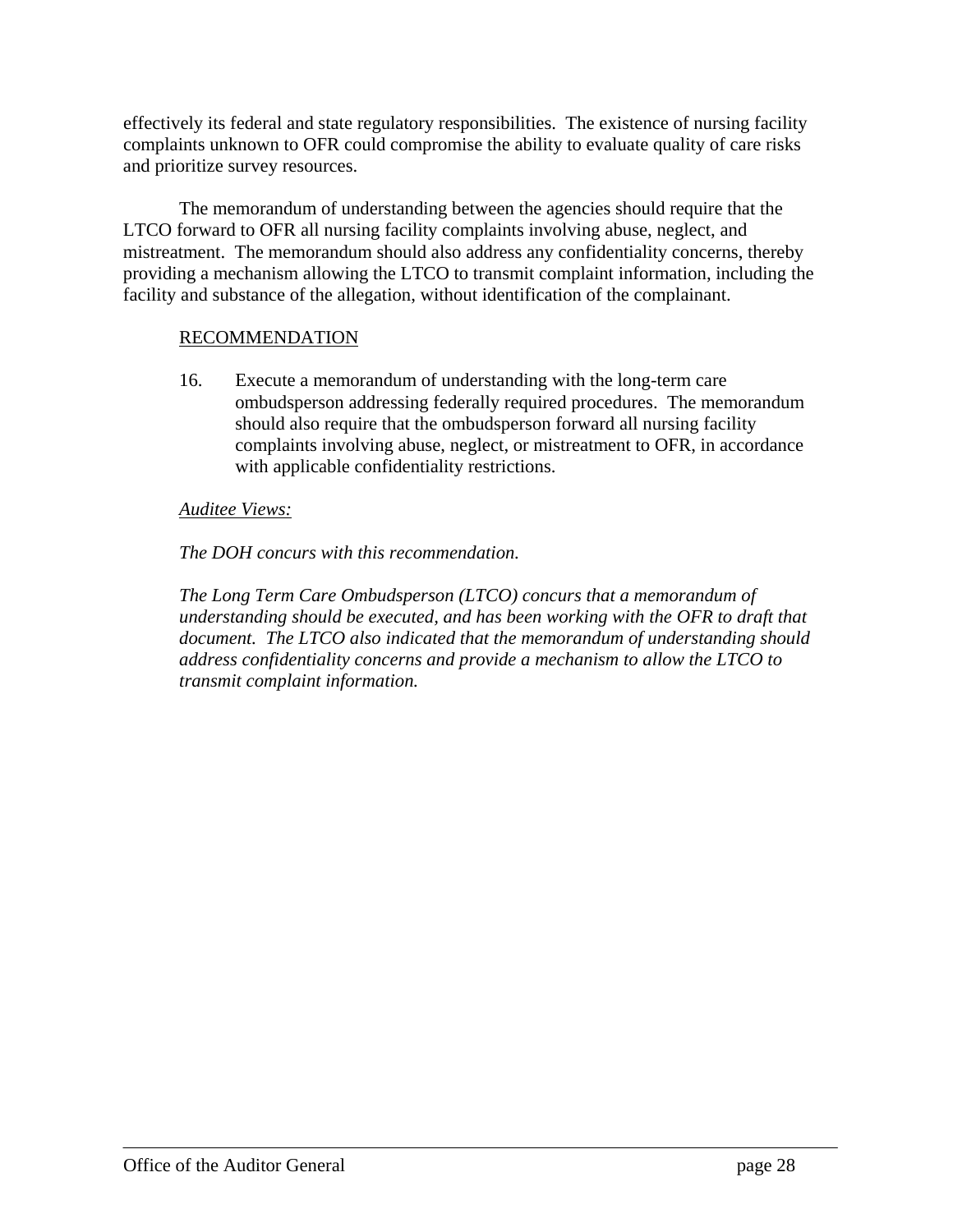effectively its federal and state regulatory responsibilities. The existence of nursing facility complaints unknown to OFR could compromise the ability to evaluate quality of care risks and prioritize survey resources.

The memorandum of understanding between the agencies should require that the LTCO forward to OFR all nursing facility complaints involving abuse, neglect, and mistreatment. The memorandum should also address any confidentiality concerns, thereby providing a mechanism allowing the LTCO to transmit complaint information, including the facility and substance of the allegation, without identification of the complainant.

RECOMMENDATION

16. Execute a memorandum of understanding with the long-term care ombudsperson addressing federally required procedures. The memorandum should also require that the ombudsperson forward all nursing facility complaints involving abuse, neglect, or mistreatment to OFR, in accordance with applicable confidentiality restrictions.

*Auditee Views:*

*The DOH concurs with this recommendation.*

*The Long Term Care Ombudsperson (LTCO) concurs that a memorandum of understanding should be executed, and has been working with the OFR to draft that document. The LTCO also indicated that the memorandum of understanding should address confidentiality concerns and provide a mechanism to allow the LTCO to transmit complaint information.*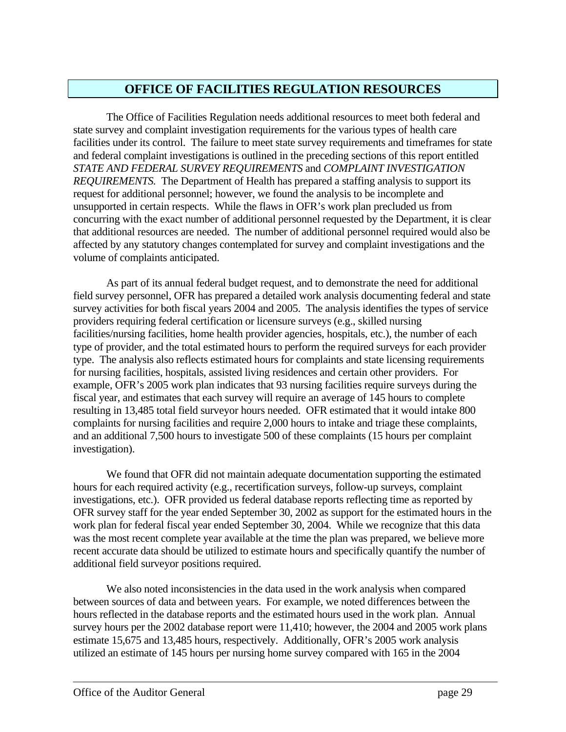## OFFICE OF FACILITIES REGULATION RESOURCES

The Office of Facilities Regulation needs additional resources to meet both federal and state survey and complaint investigation requirements for the various types of health care facilities under its control. The failure to meet state survey requirements and timeframes for state and federal complaint investigations is outlined in the preceding sections of this report entitled *STATE AND FEDERAL SURVEY REQUIREMENTS* and *COMPLAINT INVESTIGATION REQUIREMENTS.* The Department of Health has prepared a staffing analysis to support its request for additional personnel; however, we found the analysis to be incomplete and unsupported in certain respects. While the flaws in OFR's work plan precluded us from concurring with the exact number of additional personnel requested by the Department, it is clear that additional resources are needed. The number of additional personnel required would also be affected by any statutory changes contemplated for survey and complaint investigations and the volume of complaints anticipated.

As part of its annual federal budget request, and to demonstrate the need for additional field survey personnel, OFR has prepared a detailed work analysis documenting federal and state survey activities for both fiscal years 2004 and 2005. The analysis identifies the types of service providers requiring federal certification or licensure surveys (e.g., skilled nursing facilities/nursing facilities, home health provider agencies, hospitals, etc.), the number of each type of provider, and the total estimated hours to perform the required surveys for each provider type. The analysis also reflects estimated hours for complaints and state licensing requirements for nursing facilities, hospitals, assisted living residences and certain other providers. For example, OFR's 2005 work plan indicates that 93 nursing facilities require surveys during the fiscal year, and estimates that each survey will require an average of 145 hours to complete resulting in 13,485 total field surveyor hours needed. OFR estimated that it would intake 800 complaints for nursing facilities and require 2,000 hours to intake and triage these complaints, and an additional 7,500 hours to investigate 500 of these complaints (15 hours per complaint investigation).

We found that OFR did not maintain adequate documentation supporting the estimated hours for each required activity (e.g., recertification surveys, follow-up surveys, complaint investigations, etc.). OFR provided us federal database reports reflecting time as reported by OFR survey staff for the year ended September 30, 2002 as support for the estimated hours in the work plan for federal fiscal year ended September 30, 2004. While we recognize that this data was the most recent complete year available at the time the plan was prepared, we believe more recent accurate data should be utilized to estimate hours and specifically quantify the number of additional field surveyor positions required.

We also noted inconsistencies in the data used in the work analysis when compared between sources of data and between years. For example, we noted differences between the hours reflected in the database reports and the estimated hours used in the work plan. Annual survey hours per the 2002 database report were 11,410; however, the 2004 and 2005 work plans estimate 15,675 and 13,485 hours, respectively. Additionally, OFR's 2005 work analysis utilized an estimate of 145 hours per nursing home survey compared with 165 in the 2004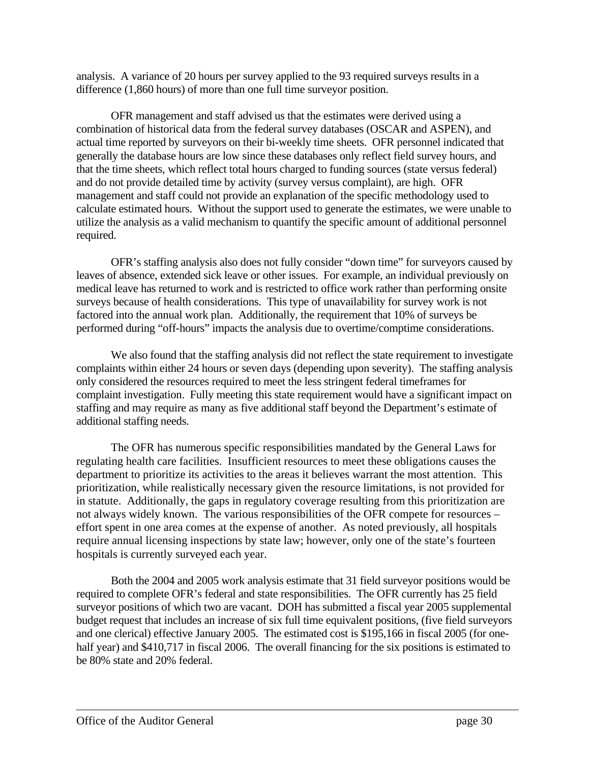analysis. A variance of 20 hours per survey applied to the 93 required surveys results in a difference (1,860 hours) of more than one full time surveyor position.

OFR management and staff advised us that the estimates were derived using a combination of historical data from the federal survey databases (OSCAR and ASPEN), and actual time reported by surveyors on their bi-weekly time sheets. OFR personnel indicated that generally the database hours are low since these databases only reflect field survey hours, and that the time sheets, which reflect total hours charged to funding sources (state versus federal) and do not provide detailed time by activity (survey versus complaint), are high. OFR management and staff could not provide an explanation of the specific methodology used to calculate estimated hours. Without the support used to generate the estimates, we were unable to utilize the analysis as a valid mechanism to quantify the specific amount of additional personnel required.

OFR's staffing analysis also does not fully consider "down time" for surveyors caused by leaves of absence, extended sick leave or other issues. For example, an individual previously on medical leave has returned to work and is restricted to office work rather than performing onsite surveys because of health considerations. This type of unavailability for survey work is not factored into the annual work plan. Additionally, the requirement that 10% of surveys be performed during "off-hours" impacts the analysis due to overtime/comptime considerations.

We also found that the staffing analysis did not reflect the state requirement to investigate complaints within either 24 hours or seven days (depending upon severity). The staffing analysis only considered the resources required to meet the less stringent federal timeframes for complaint investigation. Fully meeting this state requirement would have a significant impact on staffing and may require as many as five additional staff beyond the Department's estimate of additional staffing needs.

The OFR has numerous specific responsibilities mandated by the General Laws for regulating health care facilities. Insufficient resources to meet these obligations causes the department to prioritize its activities to the areas it believes warrant the most attention. This prioritization, while realistically necessary given the resource limitations, is not provided for in statute. Additionally, the gaps in regulatory coverage resulting from this prioritization are not always widely known. The various responsibilities of the OFR compete for resources – effort spent in one area comes at the expense of another. As noted previously, all hospitals require annual licensing inspections by state law; however, only one of the state's fourteen hospitals is currently surveyed each year.

Both the 2004 and 2005 work analysis estimate that 31 field surveyor positions would be required to complete OFR's federal and state responsibilities. The OFR currently has 25 field surveyor positions of which two are vacant. DOH has submitted a fiscal year 2005 supplemental budget request that includes an increase of six full time equivalent positions, (five field surveyors and one clerical) effective January 2005. The estimated cost is $195,166 in fiscal 2005 (for one-half year) and $410,717 in fiscal 2006. The overall financing for the six positions is estimated to be 80% state and 20% federal.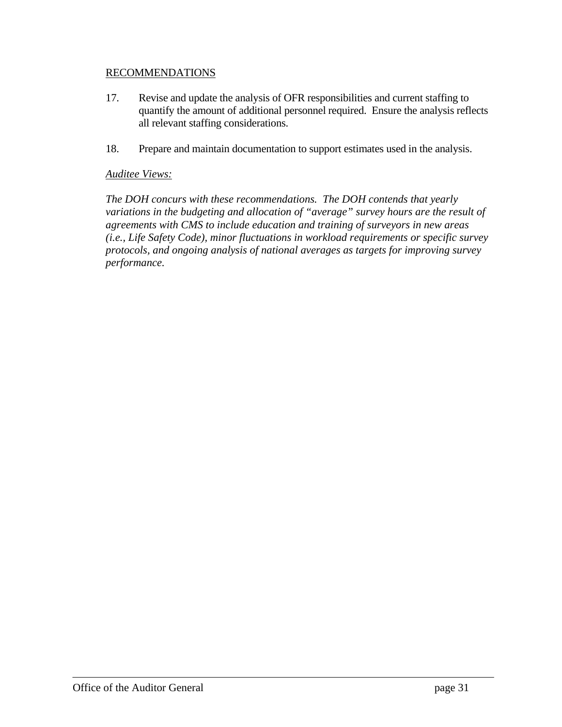RECOMMENDATIONS

17. Revise and update the analysis of OFR responsibilities and current staffing to quantify the amount of additional personnel required. Ensure the analysis reflects all relevant staffing considerations.

18. Prepare and maintain documentation to support estimates used in the analysis.

*Auditee Views:*

*The DOH concurs with these recommendations. The DOH contends that yearly variations in the budgeting and allocation of "average" survey hours are the result of agreements with CMS to include education and training of surveyors in new areas (i.e., Life Safety Code), minor fluctuations in workload requirements or specific survey protocols, and ongoing analysis of national averages as targets for improving survey performance.*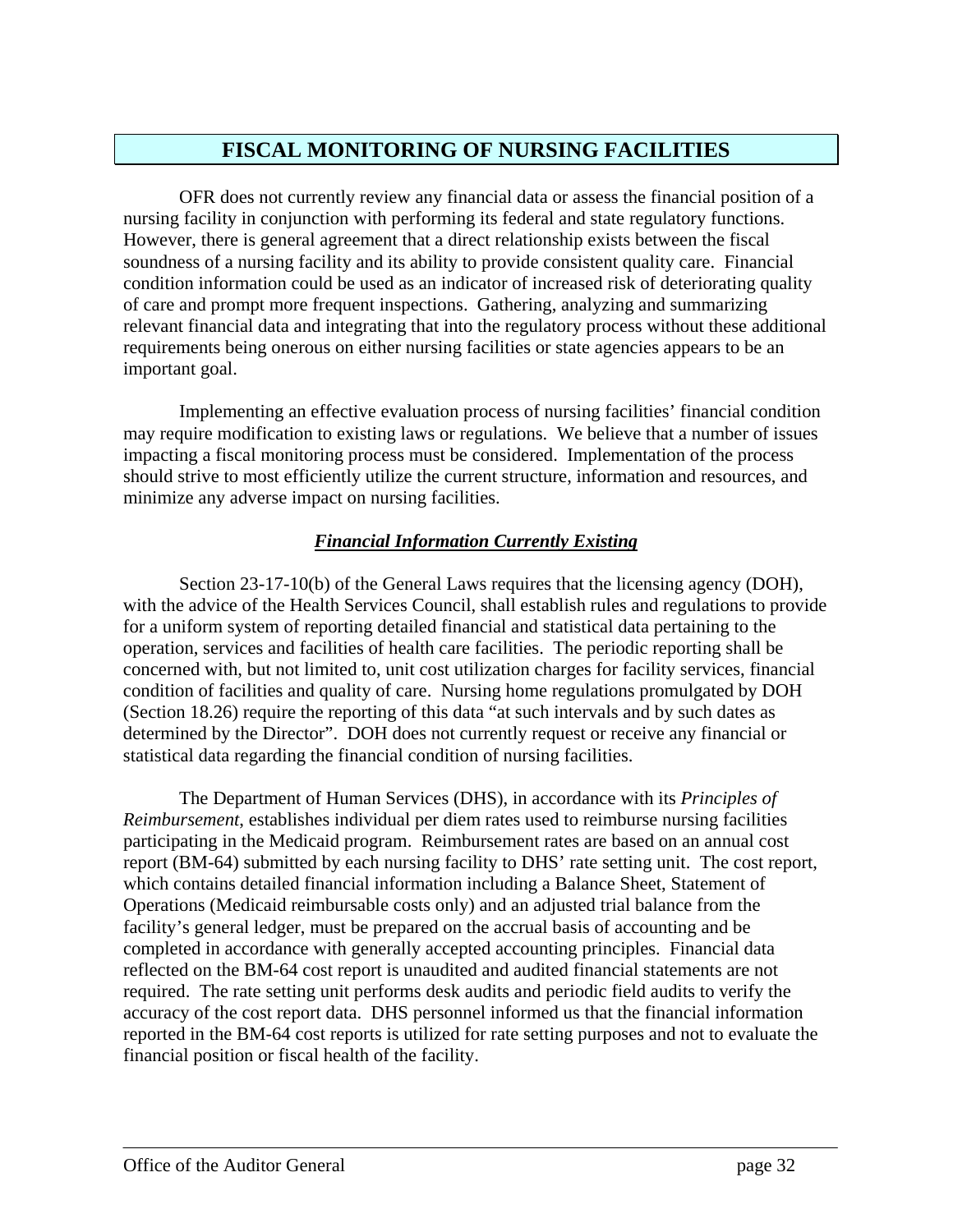# FISCAL MONITORING OF NURSING FACILITIES

OFR does not currently review any financial data or assess the financial position of a nursing facility in conjunction with performing its federal and state regulatory functions. However, there is general agreement that a direct relationship exists between the fiscal soundness of a nursing facility and its ability to provide consistent quality care. Financial condition information could be used as an indicator of increased risk of deteriorating quality of care and prompt more frequent inspections. Gathering, analyzing and summarizing relevant financial data and integrating that into the regulatory process without these additional requirements being onerous on either nursing facilities or state agencies appears to be an important goal.

Implementing an effective evaluation process of nursing facilities' financial condition may require modification to existing laws or regulations. We believe that a number of issues impacting a fiscal monitoring process must be considered. Implementation of the process should strive to most efficiently utilize the current structure, information and resources, and minimize any adverse impact on nursing facilities.

### ***Financial Information Currently Existing***

Section 23-17-10(b) of the General Laws requires that the licensing agency (DOH), with the advice of the Health Services Council, shall establish rules and regulations to provide for a uniform system of reporting detailed financial and statistical data pertaining to the operation, services and facilities of health care facilities. The periodic reporting shall be concerned with, but not limited to, unit cost utilization charges for facility services, financial condition of facilities and quality of care. Nursing home regulations promulgated by DOH (Section 18.26) require the reporting of this data "at such intervals and by such dates as determined by the Director". DOH does not currently request or receive any financial or statistical data regarding the financial condition of nursing facilities.

The Department of Human Services (DHS), in accordance with its *Principles of Reimbursement*, establishes individual per diem rates used to reimburse nursing facilities participating in the Medicaid program. Reimbursement rates are based on an annual cost report (BM-64) submitted by each nursing facility to DHS' rate setting unit. The cost report, which contains detailed financial information including a Balance Sheet, Statement of Operations (Medicaid reimbursable costs only) and an adjusted trial balance from the facility's general ledger, must be prepared on the accrual basis of accounting and be completed in accordance with generally accepted accounting principles. Financial data reflected on the BM-64 cost report is unaudited and audited financial statements are not required. The rate setting unit performs desk audits and periodic field audits to verify the accuracy of the cost report data. DHS personnel informed us that the financial information reported in the BM-64 cost reports is utilized for rate setting purposes and not to evaluate the financial position or fiscal health of the facility.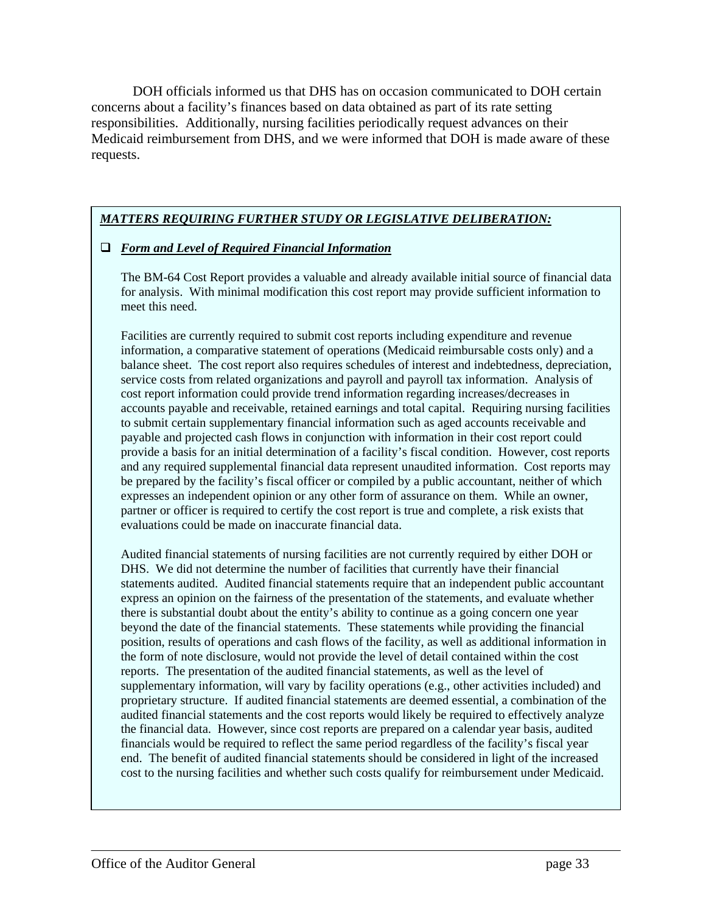DOH officials informed us that DHS has on occasion communicated to DOH certain concerns about a facility's finances based on data obtained as part of its rate setting responsibilities. Additionally, nursing facilities periodically request advances on their Medicaid reimbursement from DHS, and we were informed that DOH is made aware of these requests.

***MATTERS REQUIRING FURTHER STUDY OR LEGISLATIVE DELIBERATION:***

- ***Form and Level of Required Financial Information***

  The BM-64 Cost Report provides a valuable and already available initial source of financial data for analysis. With minimal modification this cost report may provide sufficient information to meet this need.

  Facilities are currently required to submit cost reports including expenditure and revenue information, a comparative statement of operations (Medicaid reimbursable costs only) and a balance sheet. The cost report also requires schedules of interest and indebtedness, depreciation, service costs from related organizations and payroll and payroll tax information. Analysis of cost report information could provide trend information regarding increases/decreases in accounts payable and receivable, retained earnings and total capital. Requiring nursing facilities to submit certain supplementary financial information such as aged accounts receivable and payable and projected cash flows in conjunction with information in their cost report could provide a basis for an initial determination of a facility's fiscal condition. However, cost reports and any required supplemental financial data represent unaudited information. Cost reports may be prepared by the facility's fiscal officer or compiled by a public accountant, neither of which expresses an independent opinion or any other form of assurance on them. While an owner, partner or officer is required to certify the cost report is true and complete, a risk exists that evaluations could be made on inaccurate financial data.

  Audited financial statements of nursing facilities are not currently required by either DOH or DHS. We did not determine the number of facilities that currently have their financial statements audited. Audited financial statements require that an independent public accountant express an opinion on the fairness of the presentation of the statements, and evaluate whether there is substantial doubt about the entity's ability to continue as a going concern one year beyond the date of the financial statements. These statements while providing the financial position, results of operations and cash flows of the facility, as well as additional information in the form of note disclosure, would not provide the level of detail contained within the cost reports. The presentation of the audited financial statements, as well as the level of supplementary information, will vary by facility operations (e.g., other activities included) and proprietary structure. If audited financial statements are deemed essential, a combination of the audited financial statements and the cost reports would likely be required to effectively analyze the financial data. However, since cost reports are prepared on a calendar year basis, audited financials would be required to reflect the same period regardless of the facility's fiscal year end. The benefit of audited financial statements should be considered in light of the increased cost to the nursing facilities and whether such costs qualify for reimbursement under Medicaid.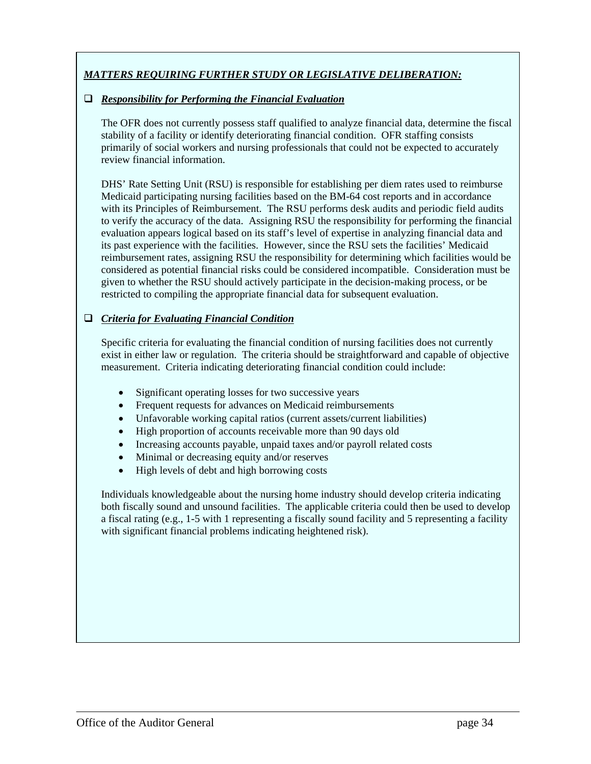***MATTERS REQUIRING FURTHER STUDY OR LEGISLATIVE DELIBERATION:***

- ***Responsibility for Performing the Financial Evaluation***

  The OFR does not currently possess staff qualified to analyze financial data, determine the fiscal stability of a facility or identify deteriorating financial condition. OFR staffing consists primarily of social workers and nursing professionals that could not be expected to accurately review financial information.

  DHS' Rate Setting Unit (RSU) is responsible for establishing per diem rates used to reimburse Medicaid participating nursing facilities based on the BM-64 cost reports and in accordance with its Principles of Reimbursement. The RSU performs desk audits and periodic field audits to verify the accuracy of the data. Assigning RSU the responsibility for performing the financial evaluation appears logical based on its staff's level of expertise in analyzing financial data and its past experience with the facilities. However, since the RSU sets the facilities' Medicaid reimbursement rates, assigning RSU the responsibility for determining which facilities would be considered as potential financial risks could be considered incompatible. Consideration must be given to whether the RSU should actively participate in the decision-making process, or be restricted to compiling the appropriate financial data for subsequent evaluation.

- ***Criteria for Evaluating Financial Condition***

  Specific criteria for evaluating the financial condition of nursing facilities does not currently exist in either law or regulation. The criteria should be straightforward and capable of objective measurement. Criteria indicating deteriorating financial condition could include:

  - Significant operating losses for two successive years
  - Frequent requests for advances on Medicaid reimbursements
  - Unfavorable working capital ratios (current assets/current liabilities)
  - High proportion of accounts receivable more than 90 days old
  - Increasing accounts payable, unpaid taxes and/or payroll related costs
  - Minimal or decreasing equity and/or reserves
  - High levels of debt and high borrowing costs

  Individuals knowledgeable about the nursing home industry should develop criteria indicating both fiscally sound and unsound facilities. The applicable criteria could then be used to develop a fiscal rating (e.g., 1-5 with 1 representing a fiscally sound facility and 5 representing a facility with significant financial problems indicating heightened risk).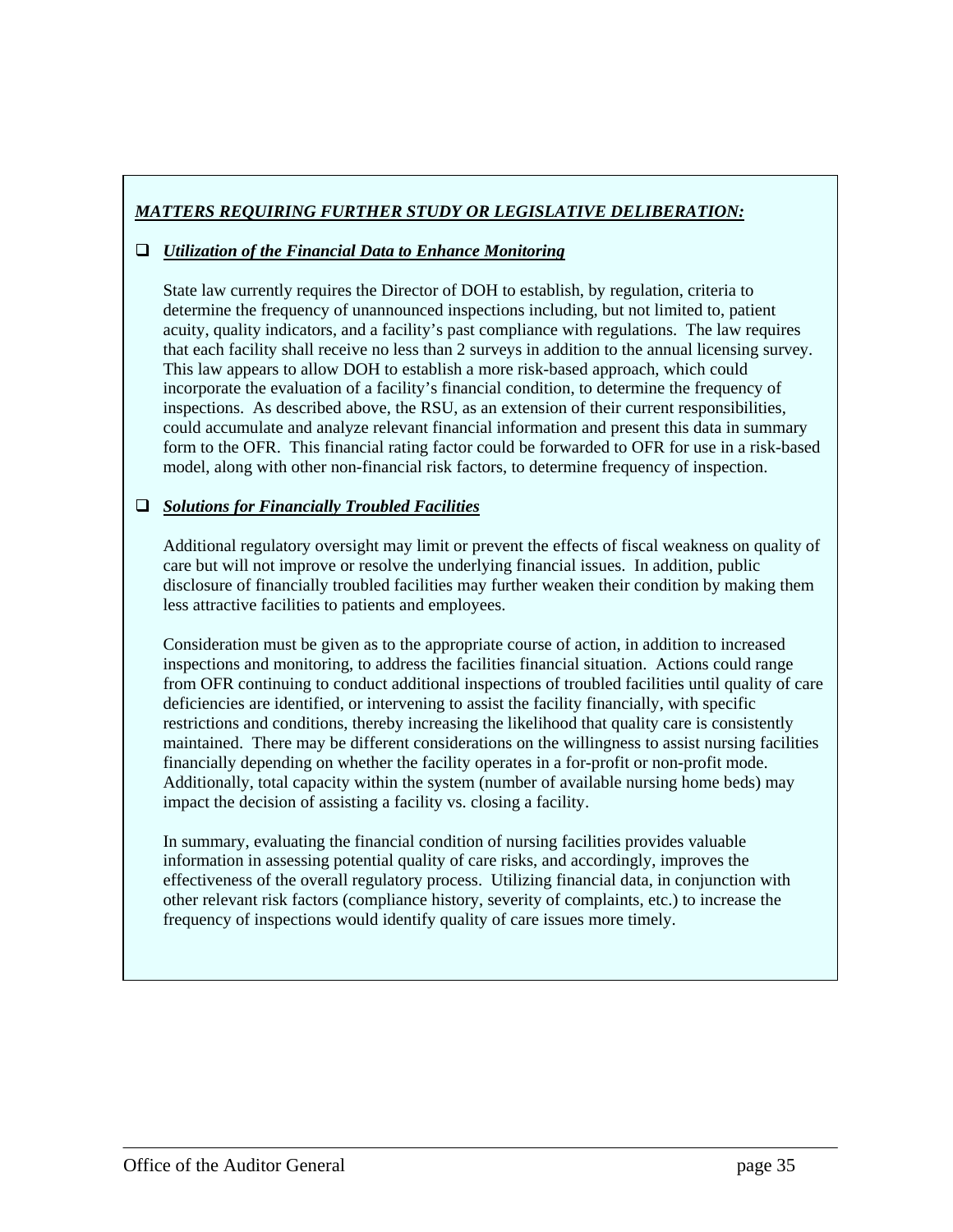***MATTERS REQUIRING FURTHER STUDY OR LEGISLATIVE DELIBERATION:***

- ***Utilization of the Financial Data to Enhance Monitoring***

  State law currently requires the Director of DOH to establish, by regulation, criteria to determine the frequency of unannounced inspections including, but not limited to, patient acuity, quality indicators, and a facility's past compliance with regulations. The law requires that each facility shall receive no less than 2 surveys in addition to the annual licensing survey. This law appears to allow DOH to establish a more risk-based approach, which could incorporate the evaluation of a facility's financial condition, to determine the frequency of inspections. As described above, the RSU, as an extension of their current responsibilities, could accumulate and analyze relevant financial information and present this data in summary form to the OFR. This financial rating factor could be forwarded to OFR for use in a risk-based model, along with other non-financial risk factors, to determine frequency of inspection.

- ***Solutions for Financially Troubled Facilities***

  Additional regulatory oversight may limit or prevent the effects of fiscal weakness on quality of care but will not improve or resolve the underlying financial issues. In addition, public disclosure of financially troubled facilities may further weaken their condition by making them less attractive facilities to patients and employees.

  Consideration must be given as to the appropriate course of action, in addition to increased inspections and monitoring, to address the facilities financial situation. Actions could range from OFR continuing to conduct additional inspections of troubled facilities until quality of care deficiencies are identified, or intervening to assist the facility financially, with specific restrictions and conditions, thereby increasing the likelihood that quality care is consistently maintained. There may be different considerations on the willingness to assist nursing facilities financially depending on whether the facility operates in a for-profit or non-profit mode. Additionally, total capacity within the system (number of available nursing home beds) may impact the decision of assisting a facility vs. closing a facility.

  In summary, evaluating the financial condition of nursing facilities provides valuable information in assessing potential quality of care risks, and accordingly, improves the effectiveness of the overall regulatory process. Utilizing financial data, in conjunction with other relevant risk factors (compliance history, severity of complaints, etc.) to increase the frequency of inspections would identify quality of care issues more timely.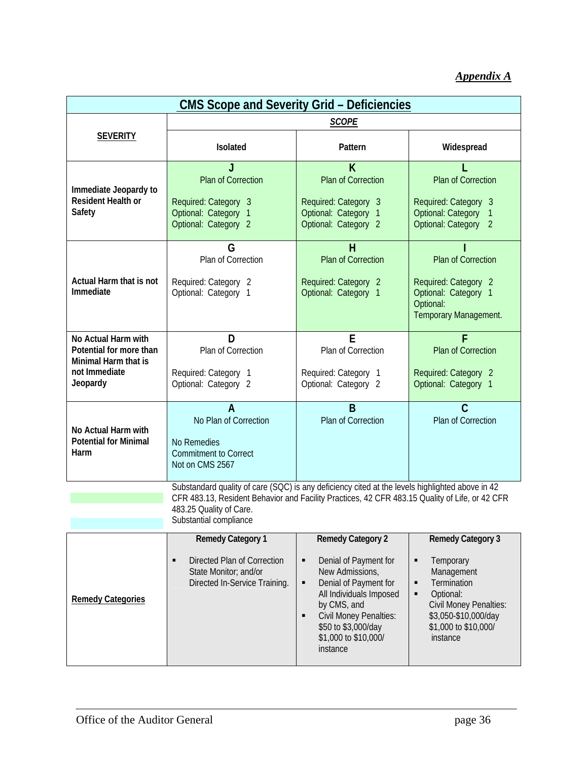*Appendix A*

## CMS Scope and Severity Grid – Deficiencies

| SEVERITY | SCOPE | | |
|---|---|---|---|
| | **Isolated** | **Pattern** | **Widespread** |
| **Immediate Jeopardy to Resident Health or Safety** | **J**<br>Plan of Correction<br><br>Required: Category 3<br>Optional: Category 1<br>Optional: Category 2 | **K**<br>Plan of Correction<br><br>Required: Category 3<br>Optional: Category 1<br>Optional: Category 2 | **L**<br>Plan of Correction<br><br>Required: Category 3<br>Optional: Category 1<br>Optional: Category 2 |
| **Actual Harm that is not Immediate** | **G**<br>Plan of Correction<br><br>Required: Category 2<br>Optional: Category 1 | **H**<br>Plan of Correction<br><br>Required: Category 2<br>Optional: Category 1 | **I**<br>Plan of Correction<br><br>Required: Category 2<br>Optional: Category 1<br>Optional:<br>Temporary Management. |
| **No Actual Harm with Potential for more than Minimal Harm that is not Immediate Jeopardy** | **D**<br>Plan of Correction<br><br>Required: Category 1<br>Optional: Category 2 | **E**<br>Plan of Correction<br><br>Required: Category 1<br>Optional: Category 2 | **F**<br>Plan of Correction<br><br>Required: Category 2<br>Optional: Category 1 |
| **No Actual Harm with Potential for Minimal Harm** | **A**<br>No Plan of Correction<br><br>No Remedies<br>Commitment to Correct<br>Not on CMS 2567 | **B**<br>Plan of Correction | **C**<br>Plan of Correction |

Substandard quality of care (SQC) is any deficiency cited at the levels highlighted above in 42 CFR 483.13, Resident Behavior and Facility Practices, 42 CFR 483.15 Quality of Life, or 42 CFR 483.25 Quality of Care.

Substantial compliance

| | Remedy Category 1 | Remedy Category 2 | Remedy Category 3 |
|---|---|---|---|
| **Remedy Categories** | ▪ Directed Plan of Correction State Monitor; and/or Directed In-Service Training. | ▪ Denial of Payment for New Admissions,<br>▪ Denial of Payment for All Individuals Imposed by CMS, and<br>▪ Civil Money Penalties: $50 to $3,000/day $1,000 to $10,000/ instance | ▪ Temporary Management<br>▪ Termination<br>▪ Optional: Civil Money Penalties: $3,050-$10,000/day $1,000 to $10,000/ instance |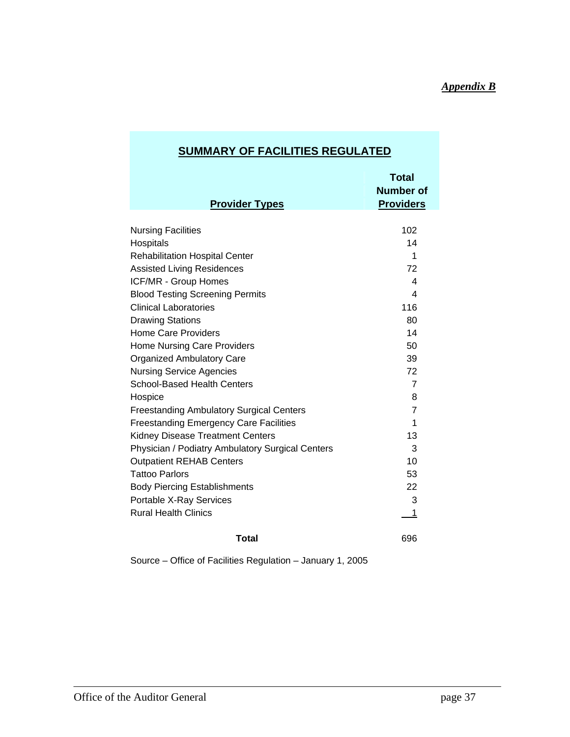*Appendix B*

## SUMMARY OF FACILITIES REGULATED

| Provider Types | Total Number of Providers |
|---|---|
| Nursing Facilities | 102 |
| Hospitals | 14 |
| Rehabilitation Hospital Center | 1 |
| Assisted Living Residences | 72 |
| ICF/MR - Group Homes | 4 |
| Blood Testing Screening Permits | 4 |
| Clinical Laboratories | 116 |
| Drawing Stations | 80 |
| Home Care Providers | 14 |
| Home Nursing Care Providers | 50 |
| Organized Ambulatory Care | 39 |
| Nursing Service Agencies | 72 |
| School-Based Health Centers | 7 |
| Hospice | 8 |
| Freestanding Ambulatory Surgical Centers | 7 |
| Freestanding Emergency Care Facilities | 1 |
| Kidney Disease Treatment Centers | 13 |
| Physician / Podiatry Ambulatory Surgical Centers | 3 |
| Outpatient REHAB Centers | 10 |
| Tattoo Parlors | 53 |
| Body Piercing Establishments | 22 |
| Portable X-Ray Services | 3 |
| Rural Health Clinics | 1 |
| **Total** | 696 |

Source – Office of Facilities Regulation – January 1, 2005